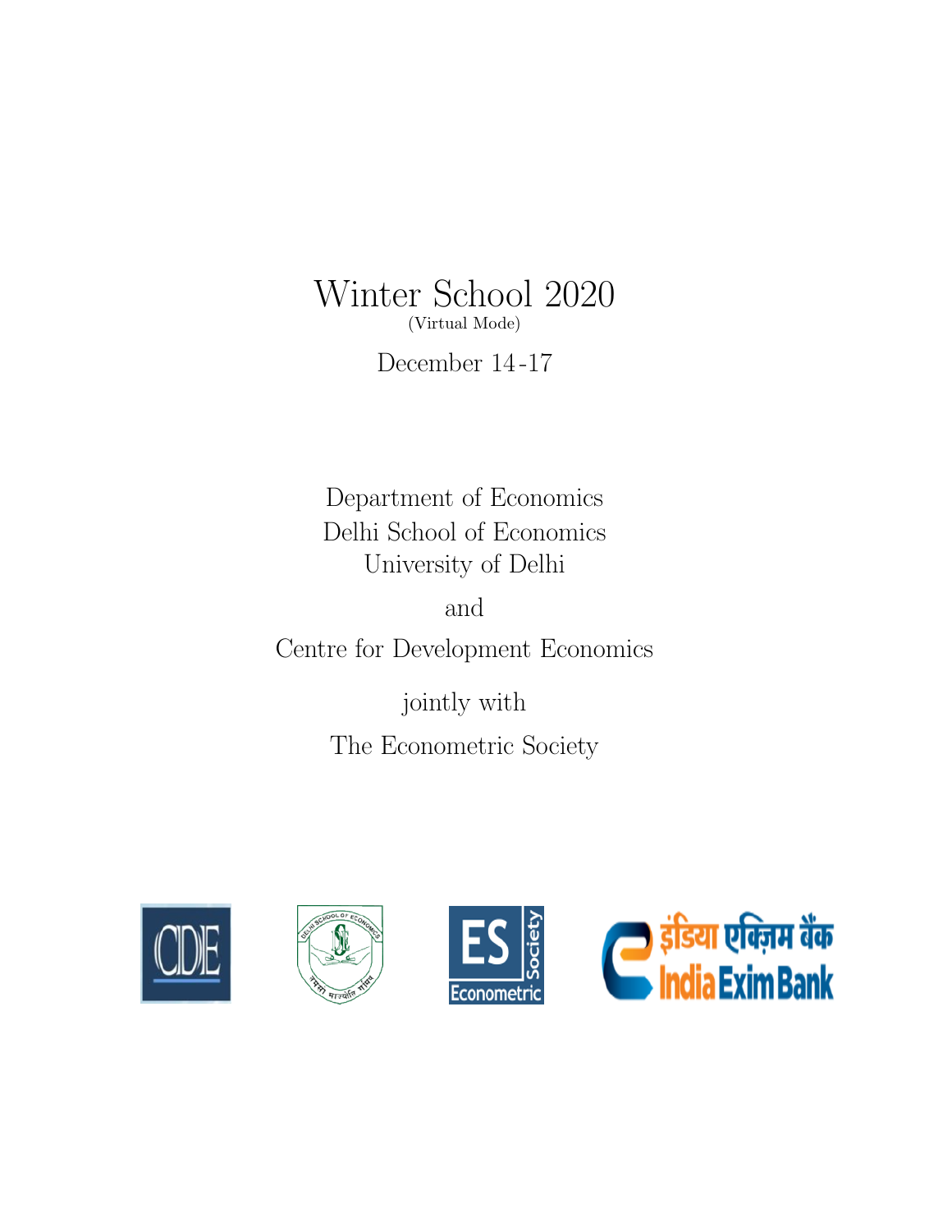# Winter School 2020

(Virtual Mode)

December 14-17

Department of Economics
Delhi School of Economics
University of Delhi

and

Centre for Development Economics

jointly with

The Econometric Society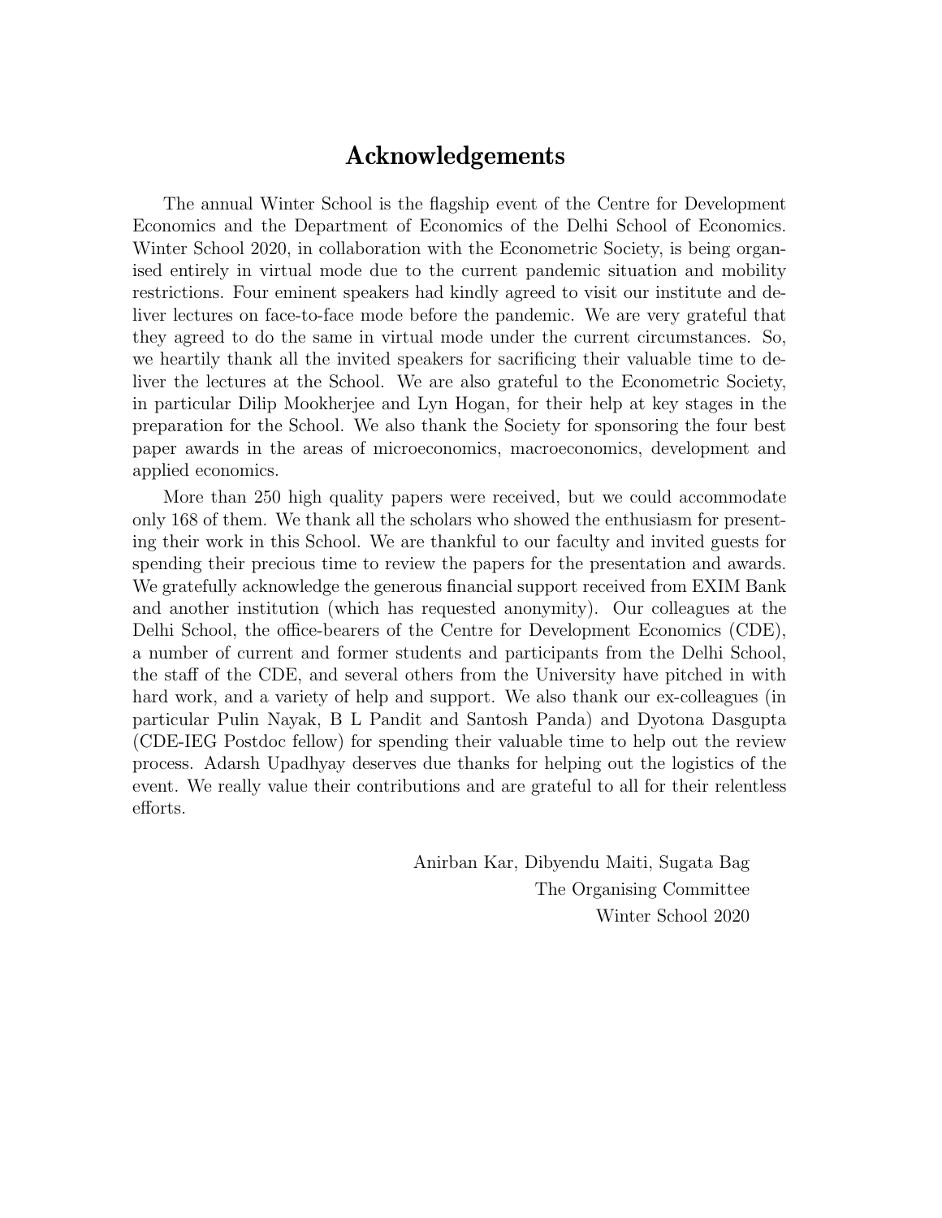# Acknowledgements

The annual Winter School is the flagship event of the Centre for Development Economics and the Department of Economics of the Delhi School of Economics. Winter School 2020, in collaboration with the Econometric Society, is being organised entirely in virtual mode due to the current pandemic situation and mobility restrictions. Four eminent speakers had kindly agreed to visit our institute and deliver lectures on face-to-face mode before the pandemic. We are very grateful that they agreed to do the same in virtual mode under the current circumstances. So, we heartily thank all the invited speakers for sacrificing their valuable time to deliver the lectures at the School. We are also grateful to the Econometric Society, in particular Dilip Mookherjee and Lyn Hogan, for their help at key stages in the preparation for the School. We also thank the Society for sponsoring the four best paper awards in the areas of microeconomics, macroeconomics, development and applied economics.

More than 250 high quality papers were received, but we could accommodate only 168 of them. We thank all the scholars who showed the enthusiasm for presenting their work in this School. We are thankful to our faculty and invited guests for spending their precious time to review the papers for the presentation and awards. We gratefully acknowledge the generous financial support received from EXIM Bank and another institution (which has requested anonymity). Our colleagues at the Delhi School, the office-bearers of the Centre for Development Economics (CDE), a number of current and former students and participants from the Delhi School, the staff of the CDE, and several others from the University have pitched in with hard work, and a variety of help and support. We also thank our ex-colleagues (in particular Pulin Nayak, B L Pandit and Santosh Panda) and Dyotona Dasgupta (CDE-IEG Postdoc fellow) for spending their valuable time to help out the review process. Adarsh Upadhyay deserves due thanks for helping out the logistics of the event. We really value their contributions and are grateful to all for their relentless efforts.

Anirban Kar, Dibyendu Maiti, Sugata Bag
The Organising Committee
Winter School 2020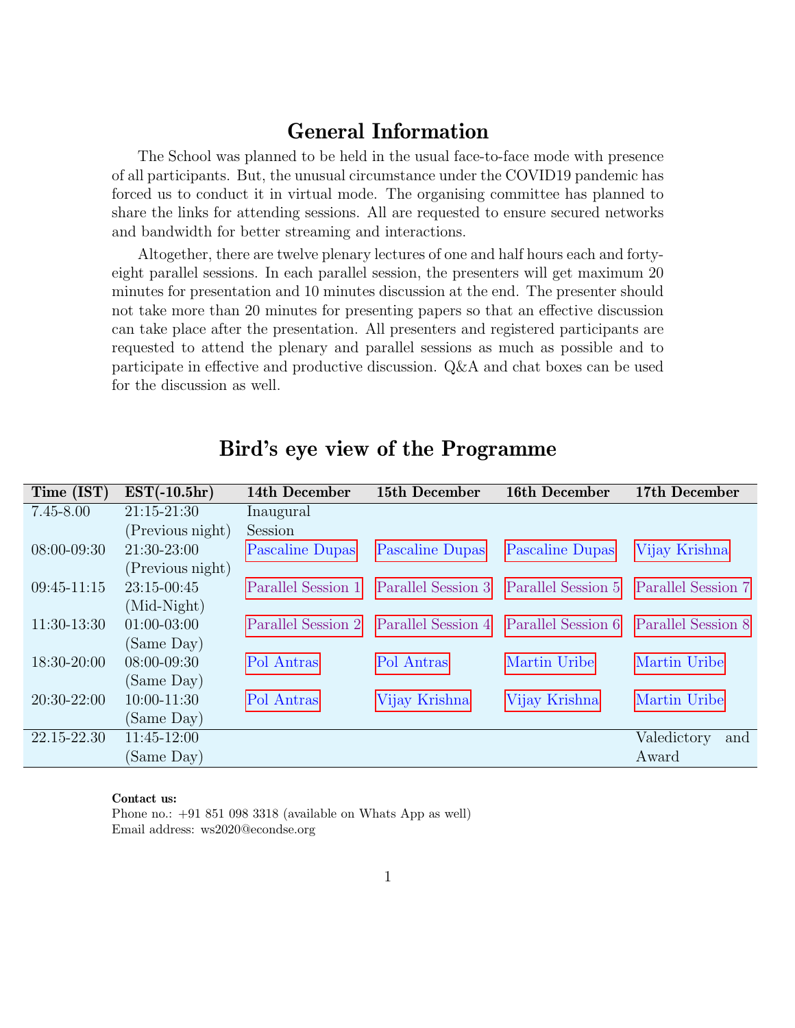# General Information

The School was planned to be held in the usual face-to-face mode with presence of all participants. But, the unusual circumstance under the COVID19 pandemic has forced us to conduct it in virtual mode. The organising committee has planned to share the links for attending sessions. All are requested to ensure secured networks and bandwidth for better streaming and interactions.

Altogether, there are twelve plenary lectures of one and half hours each and forty-eight parallel sessions. In each parallel session, the presenters will get maximum 20 minutes for presentation and 10 minutes discussion at the end. The presenter should not take more than 20 minutes for presenting papers so that an effective discussion can take place after the presentation. All presenters and registered participants are requested to attend the plenary and parallel sessions as much as possible and to participate in effective and productive discussion. Q&A and chat boxes can be used for the discussion as well.

# Bird's eye view of the Programme

| Time (IST) | EST(-10.5hr) | 14th December | 15th December | 16th December | 17th December |
|---|---|---|---|---|---|
| 7.45-8.00 | 21:15-21:30 (Previous night) | Inaugural Session | | | |
| 08:00-09:30 | 21:30-23:00 (Previous night) | Pascaline Dupas | Pascaline Dupas | Pascaline Dupas | Vijay Krishna |
| 09:45-11:15 | 23:15-00:45 (Mid-Night) | Parallel Session 1 | Parallel Session 3 | Parallel Session 5 | Parallel Session 7 |
| 11:30-13:30 | 01:00-03:00 (Same Day) | Parallel Session 2 | Parallel Session 4 | Parallel Session 6 | Parallel Session 8 |
| 18:30-20:00 | 08:00-09:30 (Same Day) | Pol Antras | Pol Antras | Martin Uribe | Martin Uribe |
| 20:30-22:00 | 10:00-11:30 (Same Day) | Pol Antras | Vijay Krishna | Vijay Krishna | Martin Uribe |
| 22.15-22.30 | 11:45-12:00 (Same Day) | | | | Valedictory and Award |

**Contact us:**
Phone no.: +91 851 098 3318 (available on Whats App as well)
Email address: ws2020@econdse.org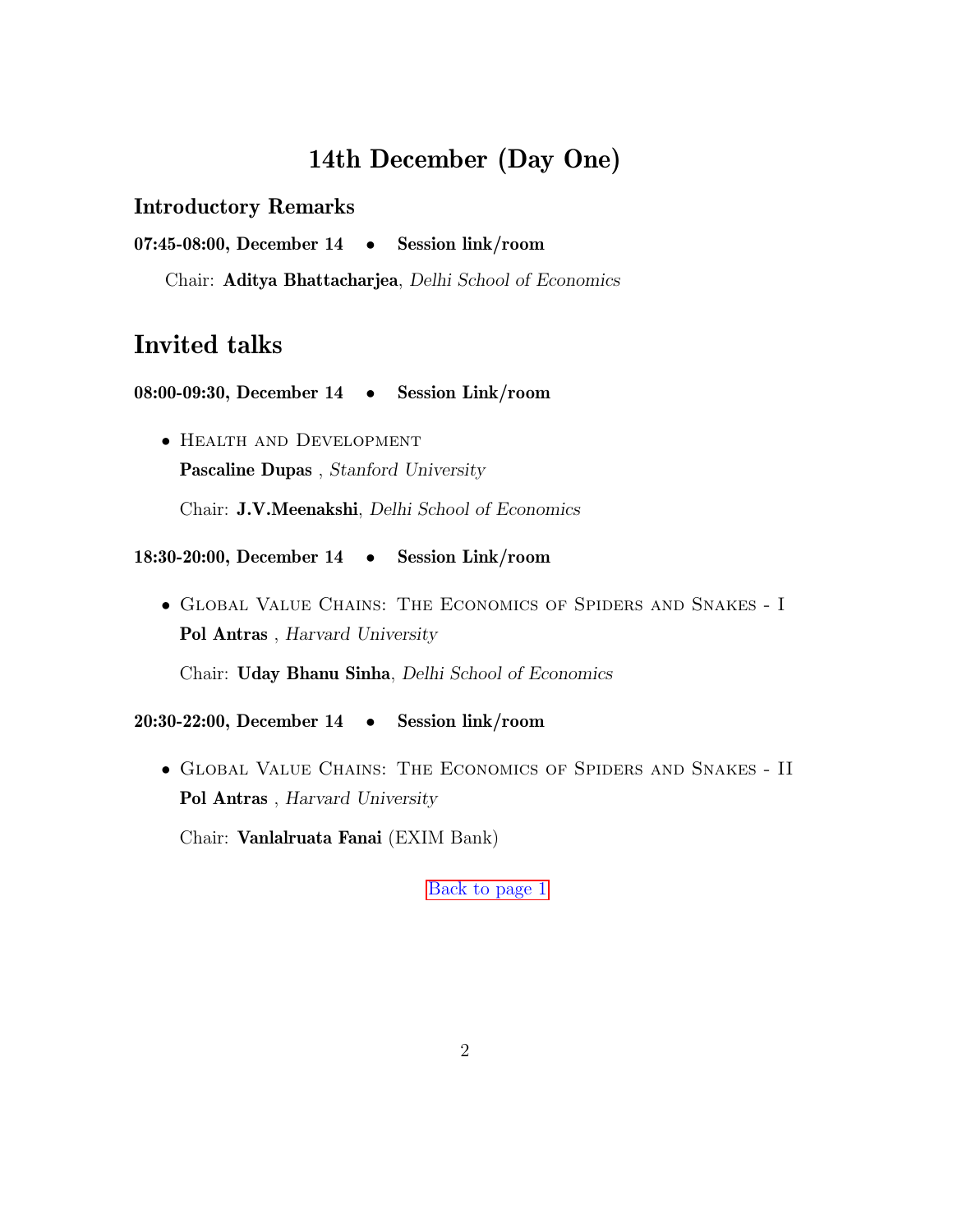# 14th December (Day One)

### Introductory Remarks

**07:45-08:00, December 14 • Session link/room**

Chair: **Aditya Bhattacharjea**, *Delhi School of Economics*

## Invited talks

**08:00-09:30, December 14 • Session Link/room**

- Health and Development
  **Pascaline Dupas** , *Stanford University*

  Chair: **J.V.Meenakshi**, *Delhi School of Economics*

**18:30-20:00, December 14 • Session Link/room**

- Global Value Chains: The Economics of Spiders and Snakes - I
  **Pol Antras** , *Harvard University*

  Chair: **Uday Bhanu Sinha**, *Delhi School of Economics*

**20:30-22:00, December 14 • Session link/room**

- Global Value Chains: The Economics of Spiders and Snakes - II
  **Pol Antras** , *Harvard University*

  Chair: **Vanlalruata Fanai** (EXIM Bank)

Back to page 1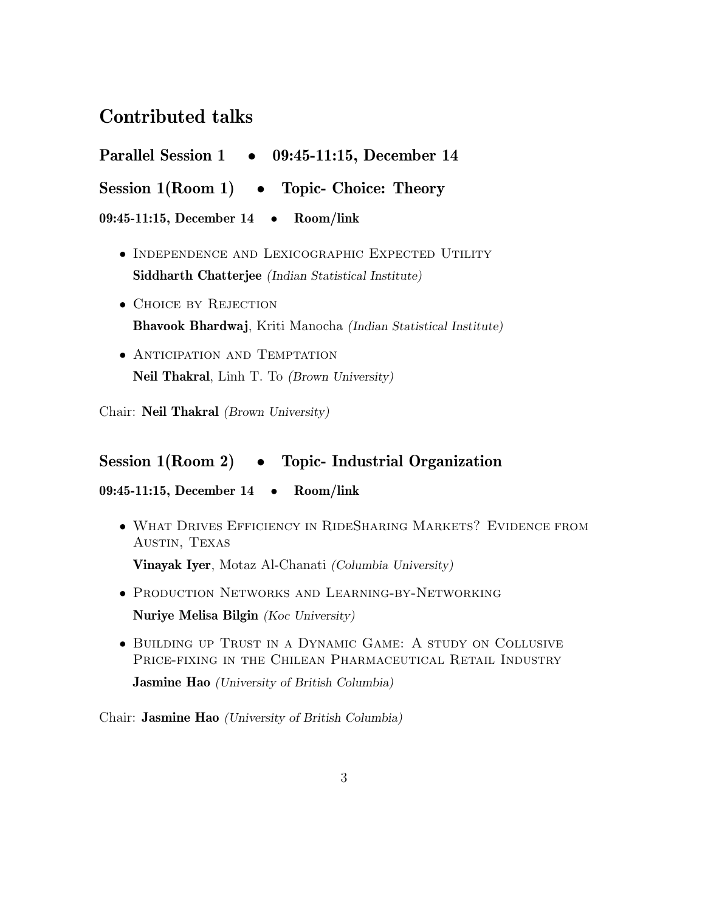## Contributed talks

### Parallel Session 1 • 09:45-11:15, December 14

### Session 1(Room 1) • Topic- Choice: Theory

**09:45-11:15, December 14 • Room/link**

- Independence and Lexicographic Expected Utility
  **Siddharth Chatterjee** *(Indian Statistical Institute)*
- Choice by Rejection
  **Bhavook Bhardwaj**, Kriti Manocha *(Indian Statistical Institute)*
- Anticipation and Temptation
  **Neil Thakral**, Linh T. To *(Brown University)*

Chair: **Neil Thakral** *(Brown University)*

### Session 1(Room 2) • Topic- Industrial Organization

**09:45-11:15, December 14 • Room/link**

- What Drives Efficiency in RideSharing Markets? Evidence from Austin, Texas
  **Vinayak Iyer**, Motaz Al-Chanati *(Columbia University)*
- Production Networks and Learning-by-Networking
  **Nuriye Melisa Bilgin** *(Koc University)*
- Building up Trust in a Dynamic Game: A study on Collusive Price-fixing in the Chilean Pharmaceutical Retail Industry
  **Jasmine Hao** *(University of British Columbia)*

Chair: **Jasmine Hao** *(University of British Columbia)*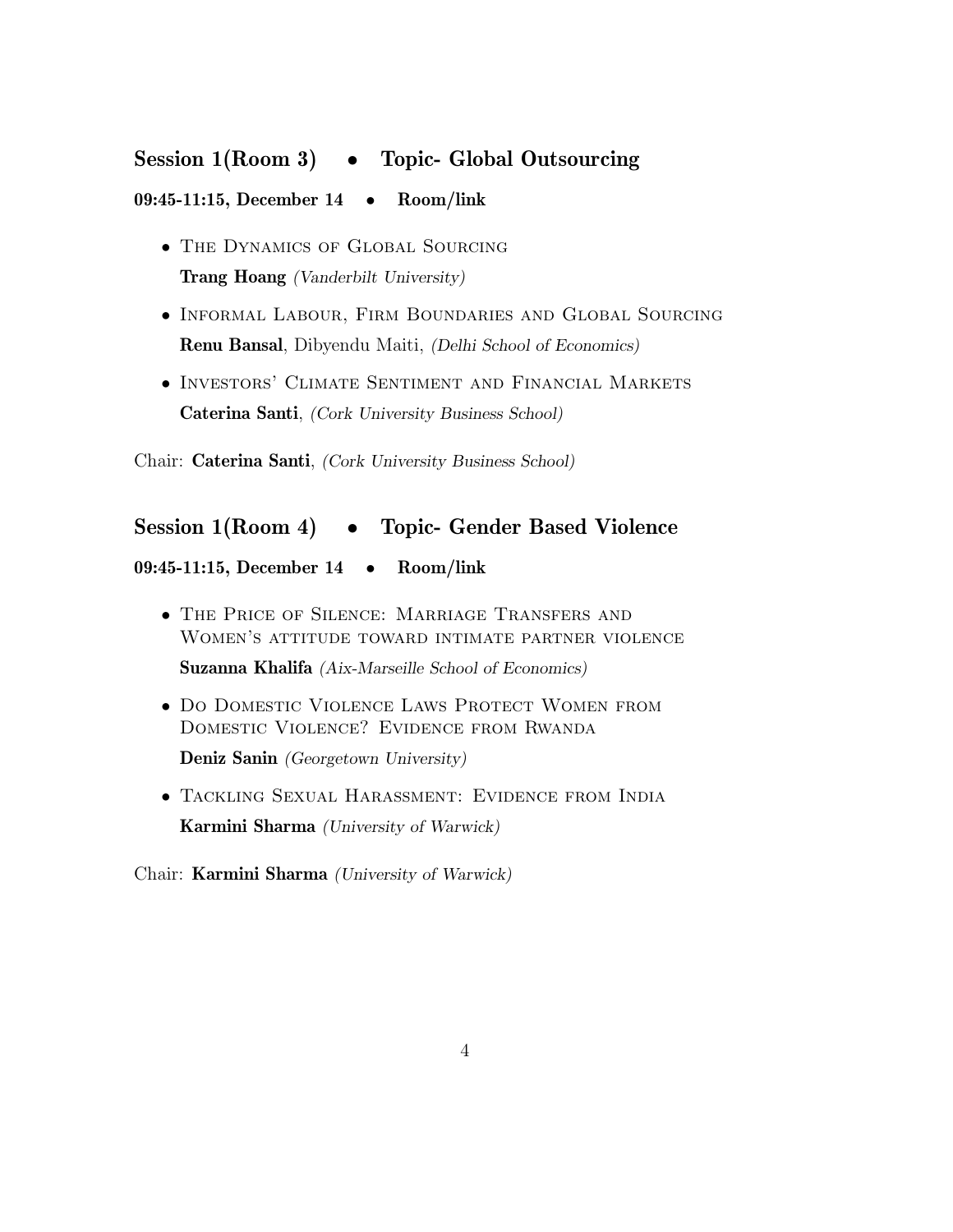## Session 1(Room 3) • Topic- Global Outsourcing

**09:45-11:15, December 14 • Room/link**

- THE DYNAMICS OF GLOBAL SOURCING
  **Trang Hoang** *(Vanderbilt University)*
- INFORMAL LABOUR, FIRM BOUNDARIES AND GLOBAL SOURCING
  **Renu Bansal**, Dibyendu Maiti, *(Delhi School of Economics)*
- INVESTORS' CLIMATE SENTIMENT AND FINANCIAL MARKETS
  **Caterina Santi**, *(Cork University Business School)*

Chair: **Caterina Santi**, *(Cork University Business School)*

## Session 1(Room 4) • Topic- Gender Based Violence

**09:45-11:15, December 14 • Room/link**

- THE PRICE OF SILENCE: MARRIAGE TRANSFERS AND WOMEN'S ATTITUDE TOWARD INTIMATE PARTNER VIOLENCE
  **Suzanna Khalifa** *(Aix-Marseille School of Economics)*
- DO DOMESTIC VIOLENCE LAWS PROTECT WOMEN FROM DOMESTIC VIOLENCE? EVIDENCE FROM RWANDA
  **Deniz Sanin** *(Georgetown University)*
- TACKLING SEXUAL HARASSMENT: EVIDENCE FROM INDIA
  **Karmini Sharma** *(University of Warwick)*

Chair: **Karmini Sharma** *(University of Warwick)*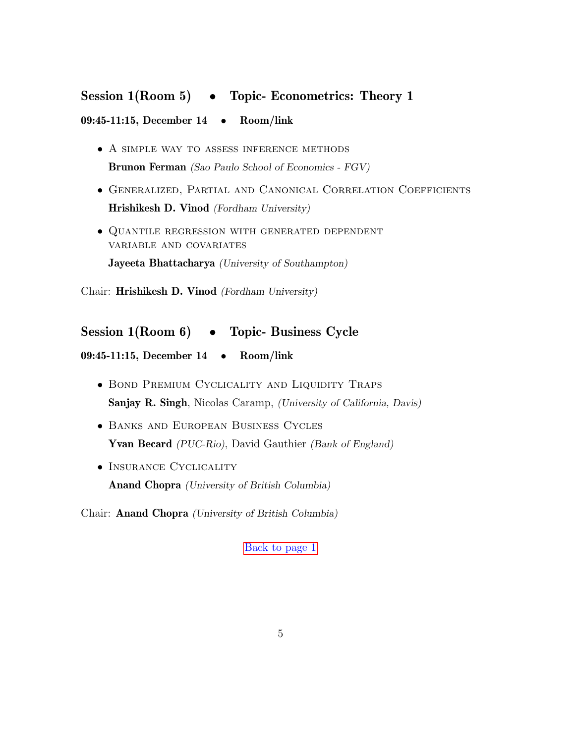## Session 1(Room 5) • Topic- Econometrics: Theory 1

**09:45-11:15, December 14 • Room/link**

- A simple way to assess inference methods
  **Brunon Ferman** *(Sao Paulo School of Economics - FGV)*
- Generalized, Partial and Canonical Correlation Coefficients
  **Hrishikesh D. Vinod** *(Fordham University)*
- Quantile regression with generated dependent variable and covariates
  **Jayeeta Bhattacharya** *(University of Southampton)*

Chair: **Hrishikesh D. Vinod** *(Fordham University)*

## Session 1(Room 6) • Topic- Business Cycle

**09:45-11:15, December 14 • Room/link**

- Bond Premium Cyclicality and Liquidity Traps
  **Sanjay R. Singh**, Nicolas Caramp, *(University of California, Davis)*
- Banks and European Business Cycles
  **Yvan Becard** *(PUC-Rio)*, David Gauthier *(Bank of England)*
- Insurance Cyclicality
  **Anand Chopra** *(University of British Columbia)*

Chair: **Anand Chopra** *(University of British Columbia)*

Back to page 1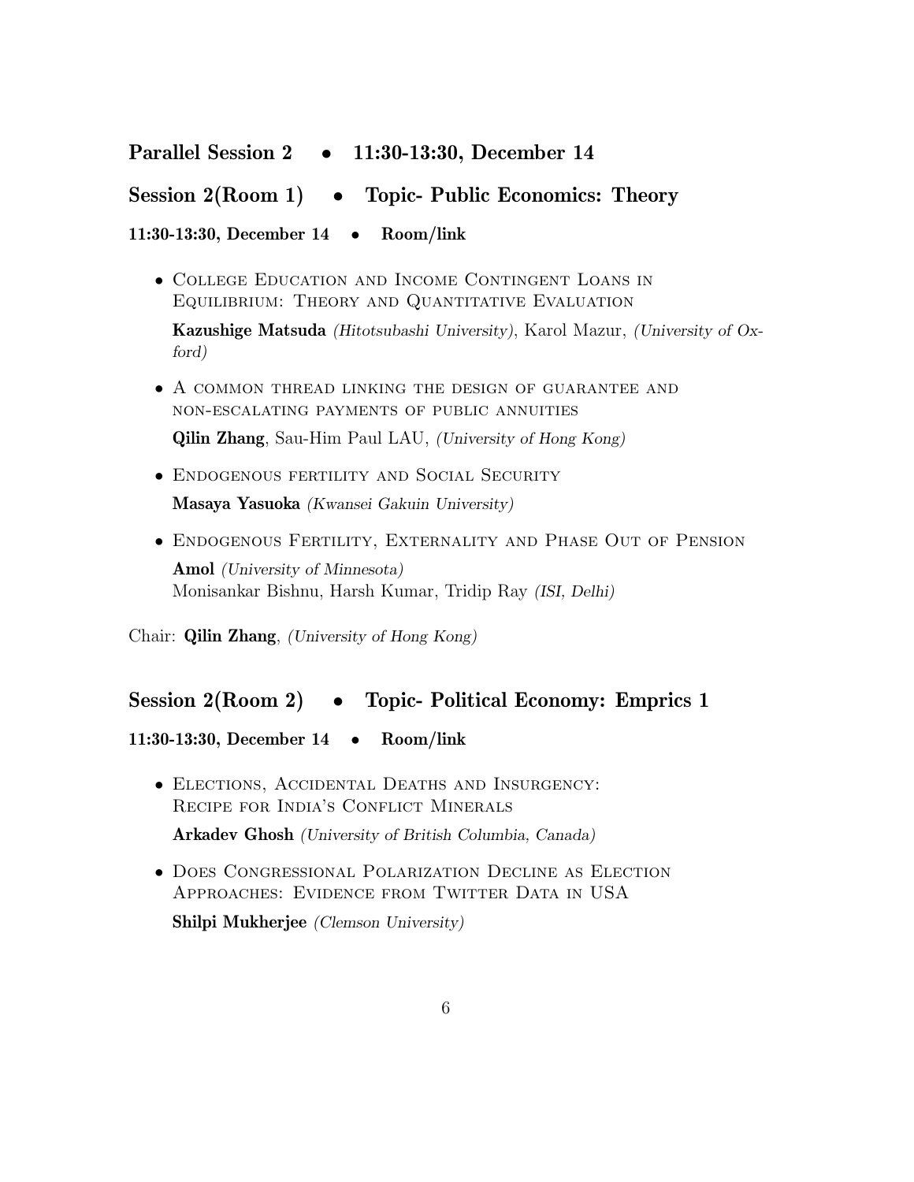## Parallel Session 2 • 11:30-13:30, December 14

## Session 2(Room 1) • Topic- Public Economics: Theory

**11:30-13:30, December 14 • Room/link**

- College Education and Income Contingent Loans in Equilibrium: Theory and Quantitative Evaluation

  **Kazushige Matsuda** *(Hitotsubashi University)*, Karol Mazur, *(University of Oxford)*

- A common thread linking the design of guarantee and non-escalating payments of public annuities

  **Qilin Zhang**, Sau-Him Paul LAU, *(University of Hong Kong)*

- Endogenous fertility and Social Security

  **Masaya Yasuoka** *(Kwansei Gakuin University)*

- Endogenous Fertility, Externality and Phase Out of Pension

  **Amol** *(University of Minnesota)*
  Monisankar Bishnu, Harsh Kumar, Tridip Ray *(ISI, Delhi)*

Chair: **Qilin Zhang**, *(University of Hong Kong)*

## Session 2(Room 2) • Topic- Political Economy: Emprics 1

**11:30-13:30, December 14 • Room/link**

- Elections, Accidental Deaths and Insurgency: Recipe for India's Conflict Minerals

  **Arkadev Ghosh** *(University of British Columbia, Canada)*

- Does Congressional Polarization Decline as Election Approaches: Evidence from Twitter Data in USA

  **Shilpi Mukherjee** *(Clemson University)*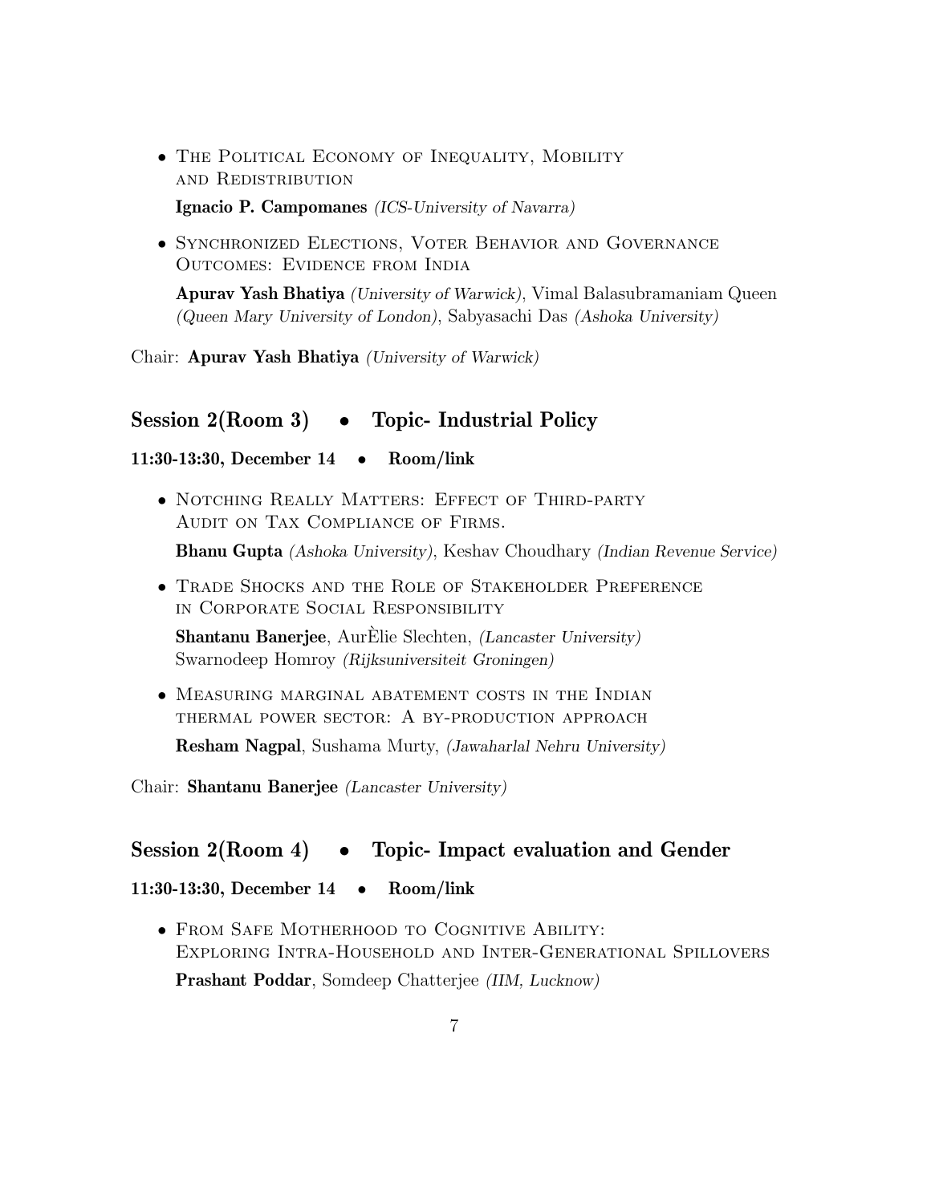- The Political Economy of Inequality, Mobility and Redistribution

  **Ignacio P. Campomanes** *(ICS-University of Navarra)*

- Synchronized Elections, Voter Behavior and Governance Outcomes: Evidence from India

  **Apurav Yash Bhatiya** *(University of Warwick)*, Vimal Balasubramaniam Queen *(Queen Mary University of London)*, Sabyasachi Das *(Ashoka University)*

Chair: **Apurav Yash Bhatiya** *(University of Warwick)*

## Session 2(Room 3) • Topic- Industrial Policy

**11:30-13:30, December 14 • Room/link**

- Notching Really Matters: Effect of Third-party Audit on Tax Compliance of Firms.

  **Bhanu Gupta** *(Ashoka University)*, Keshav Choudhary *(Indian Revenue Service)*

- Trade Shocks and the Role of Stakeholder Preference in Corporate Social Responsibility

  **Shantanu Banerjee**, AurÈlie Slechten, *(Lancaster University)* Swarnodeep Homroy *(Rijksuniversiteit Groningen)*

- Measuring marginal abatement costs in the Indian thermal power sector: A by-production approach

  **Resham Nagpal**, Sushama Murty, *(Jawaharlal Nehru University)*

Chair: **Shantanu Banerjee** *(Lancaster University)*

## Session 2(Room 4) • Topic- Impact evaluation and Gender

**11:30-13:30, December 14 • Room/link**

- From Safe Motherhood to Cognitive Ability: Exploring Intra-Household and Inter-Generational Spillovers

  **Prashant Poddar**, Somdeep Chatterjee *(IIM, Lucknow)*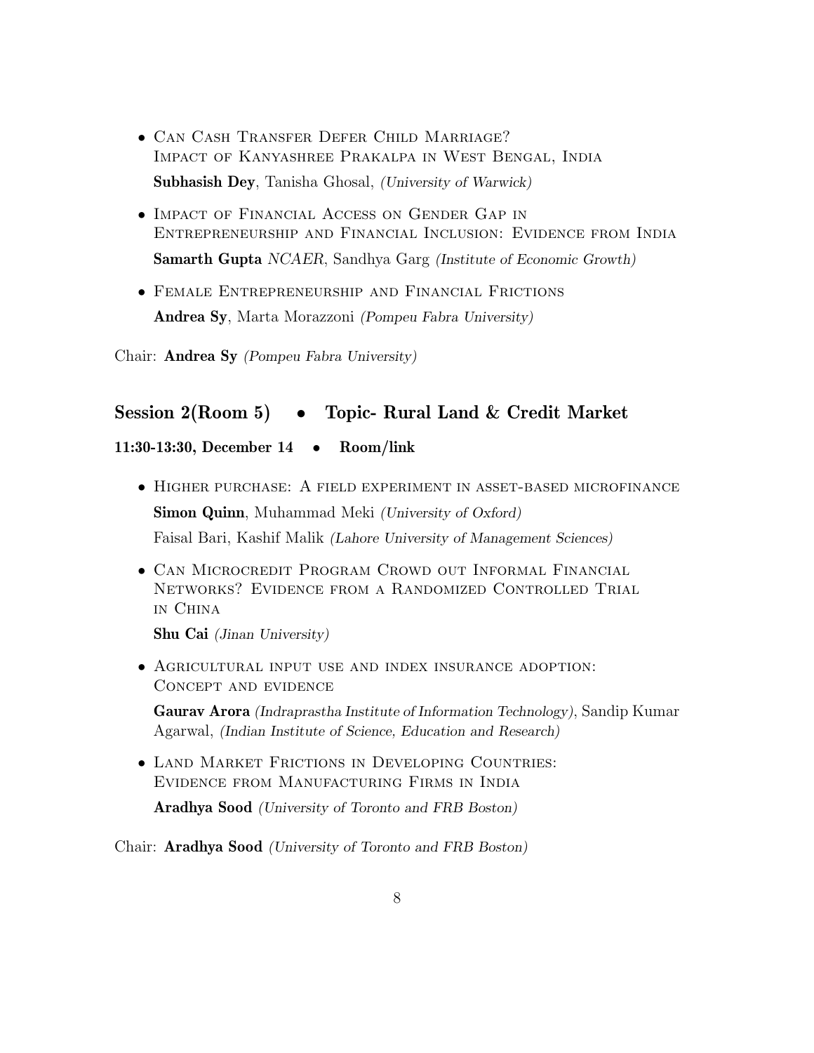- Can Cash Transfer Defer Child Marriage? Impact of Kanyashree Prakalpa in West Bengal, India

  **Subhasish Dey**, Tanisha Ghosal, *(University of Warwick)*

- Impact of Financial Access on Gender Gap in Entrepreneurship and Financial Inclusion: Evidence from India

  **Samarth Gupta** *NCAER*, Sandhya Garg *(Institute of Economic Growth)*

- Female Entrepreneurship and Financial Frictions

  **Andrea Sy**, Marta Morazzoni *(Pompeu Fabra University)*

Chair: **Andrea Sy** *(Pompeu Fabra University)*

## Session 2(Room 5) • Topic- Rural Land & Credit Market

**11:30-13:30, December 14 • Room/link**

- Higher purchase: A field experiment in asset-based microfinance

  **Simon Quinn**, Muhammad Meki *(University of Oxford)*

  Faisal Bari, Kashif Malik *(Lahore University of Management Sciences)*

- Can Microcredit Program Crowd out Informal Financial Networks? Evidence from a Randomized Controlled Trial in China

  **Shu Cai** *(Jinan University)*

- Agricultural input use and index insurance adoption: Concept and evidence

  **Gaurav Arora** *(Indraprastha Institute of Information Technology)*, Sandip Kumar Agarwal, *(Indian Institute of Science, Education and Research)*

- Land Market Frictions in Developing Countries: Evidence from Manufacturing Firms in India

  **Aradhya Sood** *(University of Toronto and FRB Boston)*

Chair: **Aradhya Sood** *(University of Toronto and FRB Boston)*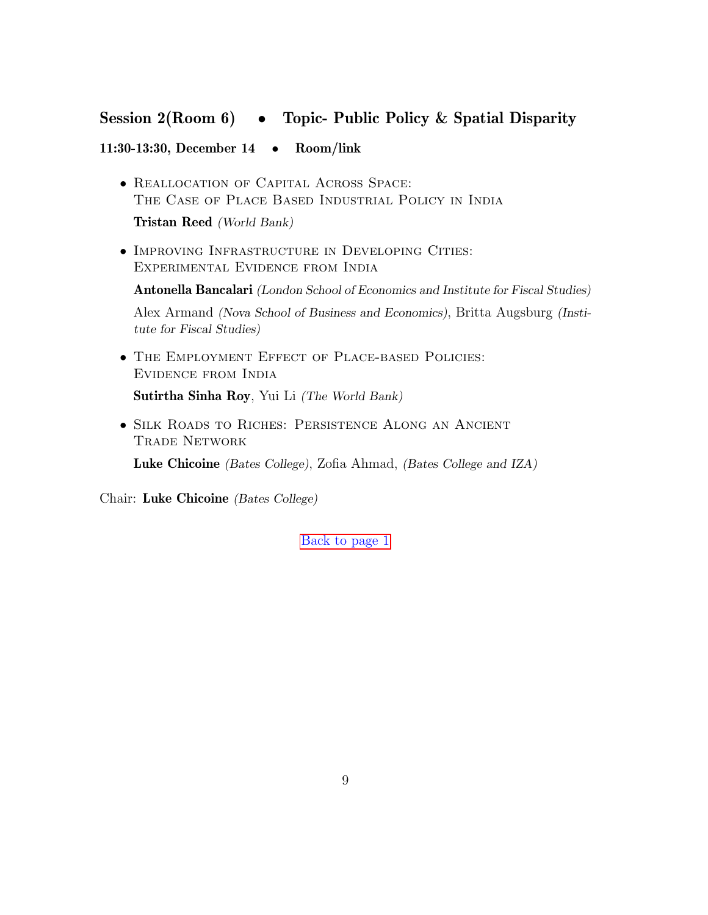## Session 2(Room 6) • Topic- Public Policy & Spatial Disparity

**11:30-13:30, December 14 • Room/link**

- Reallocation of Capital Across Space: The Case of Place Based Industrial Policy in India

  **Tristan Reed** *(World Bank)*

- Improving Infrastructure in Developing Cities: Experimental Evidence from India

  **Antonella Bancalari** *(London School of Economics and Institute for Fiscal Studies)*

  Alex Armand *(Nova School of Business and Economics)*, Britta Augsburg *(Institute for Fiscal Studies)*

- The Employment Effect of Place-based Policies: Evidence from India

  **Sutirtha Sinha Roy**, Yui Li *(The World Bank)*

- Silk Roads to Riches: Persistence Along an Ancient Trade Network

  **Luke Chicoine** *(Bates College)*, Zofia Ahmad, *(Bates College and IZA)*

Chair: **Luke Chicoine** *(Bates College)*

Back to page 1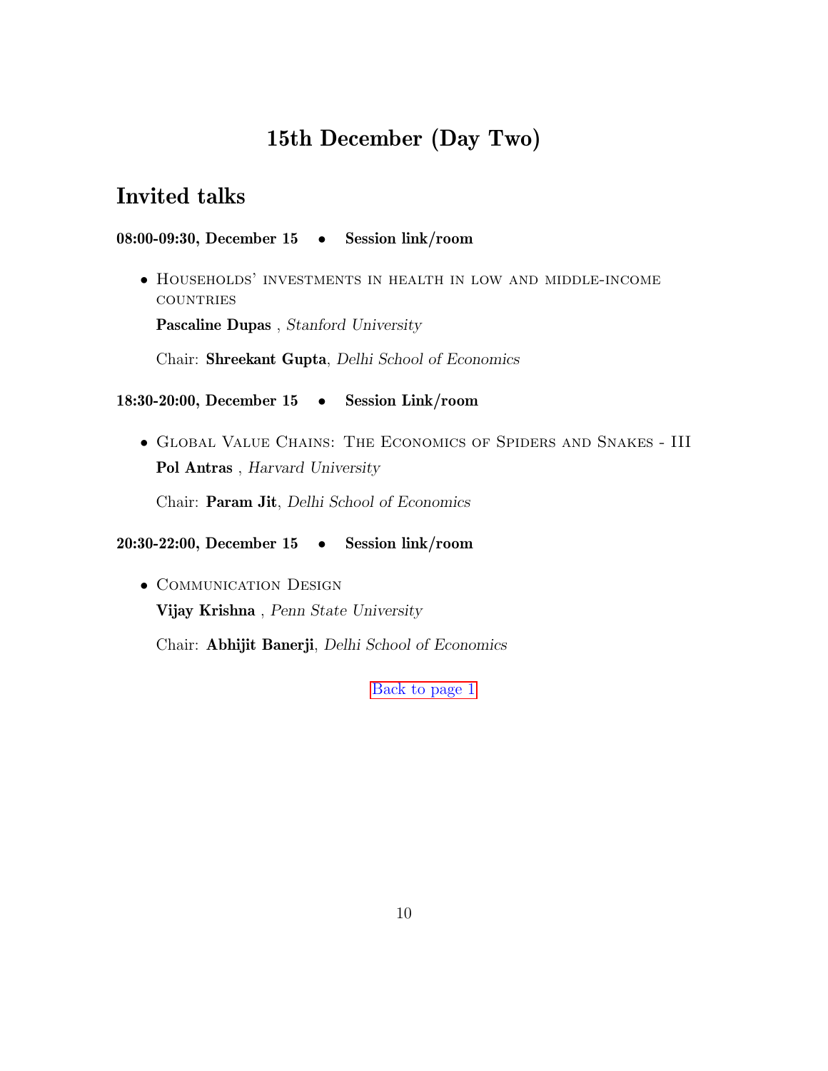# 15th December (Day Two)

## Invited talks

**08:00-09:30, December 15 • Session link/room**

- HOUSEHOLDS' INVESTMENTS IN HEALTH IN LOW AND MIDDLE-INCOME COUNTRIES

  **Pascaline Dupas** , *Stanford University*

  Chair: **Shreekant Gupta**, *Delhi School of Economics*

**18:30-20:00, December 15 • Session Link/room**

- GLOBAL VALUE CHAINS: THE ECONOMICS OF SPIDERS AND SNAKES - III

  **Pol Antras** , *Harvard University*

  Chair: **Param Jit**, *Delhi School of Economics*

**20:30-22:00, December 15 • Session link/room**

- COMMUNICATION DESIGN

  **Vijay Krishna** , *Penn State University*

  Chair: **Abhijit Banerji**, *Delhi School of Economics*

Back to page 1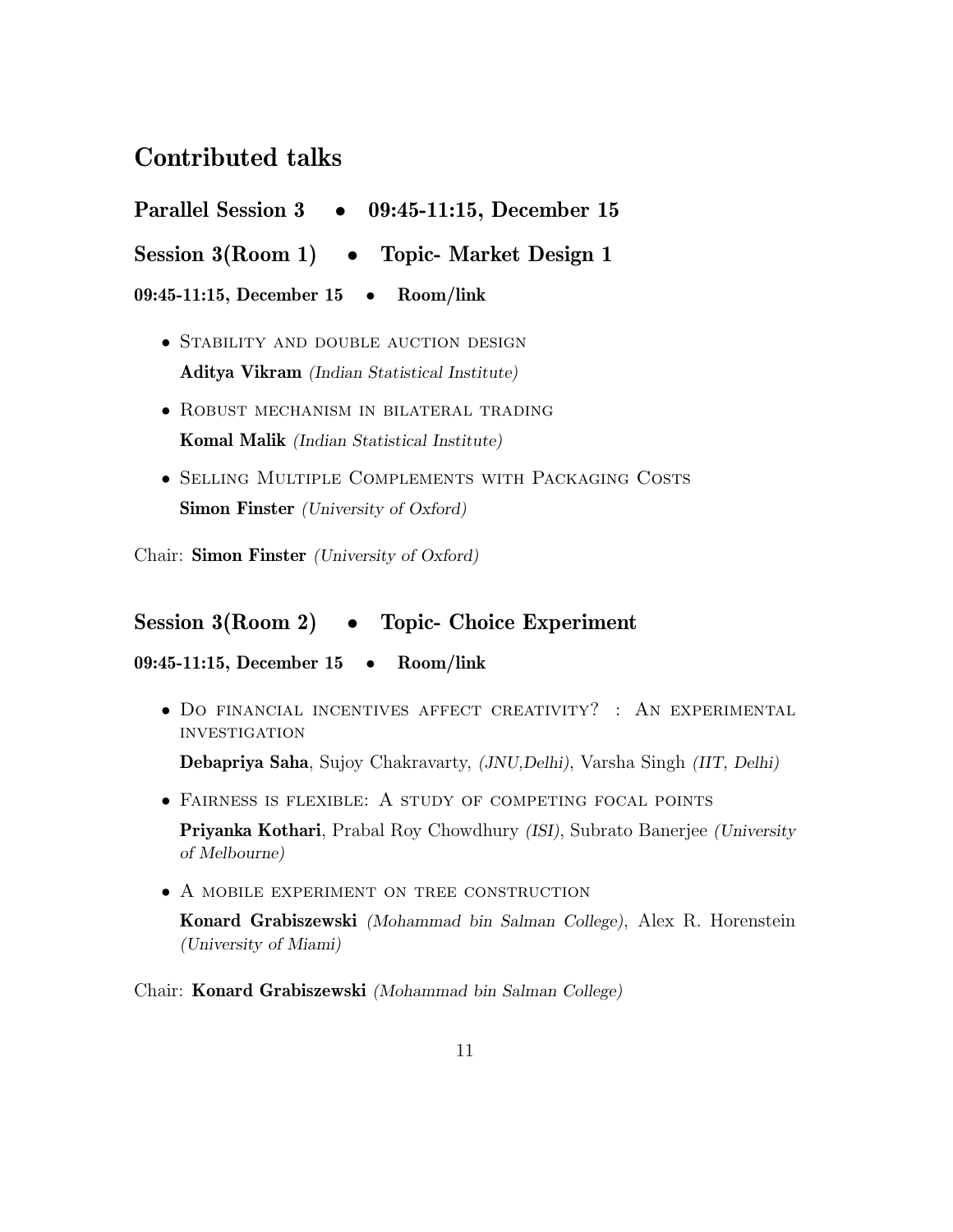## Contributed talks

### Parallel Session 3 • 09:45-11:15, December 15

### Session 3(Room 1) • Topic- Market Design 1

**09:45-11:15, December 15 • Room/link**

- Stability and double auction design
  **Aditya Vikram** *(Indian Statistical Institute)*
- Robust mechanism in bilateral trading
  **Komal Malik** *(Indian Statistical Institute)*
- Selling Multiple Complements with Packaging Costs
  **Simon Finster** *(University of Oxford)*

Chair: **Simon Finster** *(University of Oxford)*

### Session 3(Room 2) • Topic- Choice Experiment

**09:45-11:15, December 15 • Room/link**

- Do financial incentives affect creativity? : An experimental investigation
  **Debapriya Saha**, Sujoy Chakravarty, *(JNU,Delhi)*, Varsha Singh *(IIT, Delhi)*
- Fairness is flexible: A study of competing focal points
  **Priyanka Kothari**, Prabal Roy Chowdhury *(ISI)*, Subrato Banerjee *(University of Melbourne)*
- A mobile experiment on tree construction
  **Konard Grabiszewski** *(Mohammad bin Salman College)*, Alex R. Horenstein *(University of Miami)*

Chair: **Konard Grabiszewski** *(Mohammad bin Salman College)*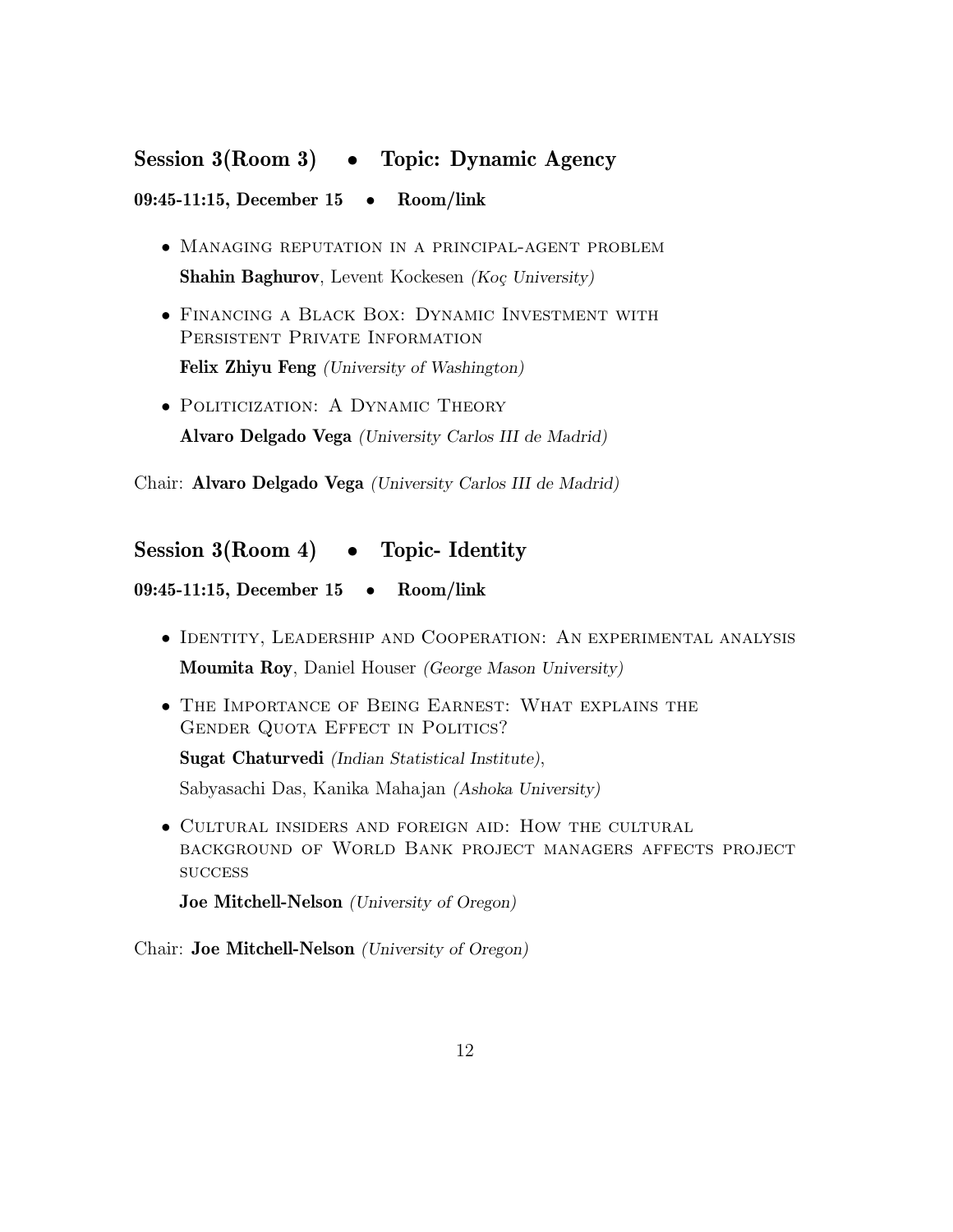## Session 3(Room 3) • Topic: Dynamic Agency

**09:45-11:15, December 15 • Room/link**

- Managing reputation in a principal-agent problem
  **Shahin Baghurov**, Levent Kockesen *(Koç University)*
- Financing a Black Box: Dynamic Investment with Persistent Private Information
  **Felix Zhiyu Feng** *(University of Washington)*
- Politicization: A Dynamic Theory
  **Alvaro Delgado Vega** *(University Carlos III de Madrid)*

Chair: **Alvaro Delgado Vega** *(University Carlos III de Madrid)*

## Session 3(Room 4) • Topic- Identity

**09:45-11:15, December 15 • Room/link**

- Identity, Leadership and Cooperation: An experimental analysis
  **Moumita Roy**, Daniel Houser *(George Mason University)*
- The Importance of Being Earnest: What explains the Gender Quota Effect in Politics?
  **Sugat Chaturvedi** *(Indian Statistical Institute)*,
  Sabyasachi Das, Kanika Mahajan *(Ashoka University)*
- Cultural insiders and foreign aid: How the cultural background of World Bank project managers affects project success
  **Joe Mitchell-Nelson** *(University of Oregon)*

Chair: **Joe Mitchell-Nelson** *(University of Oregon)*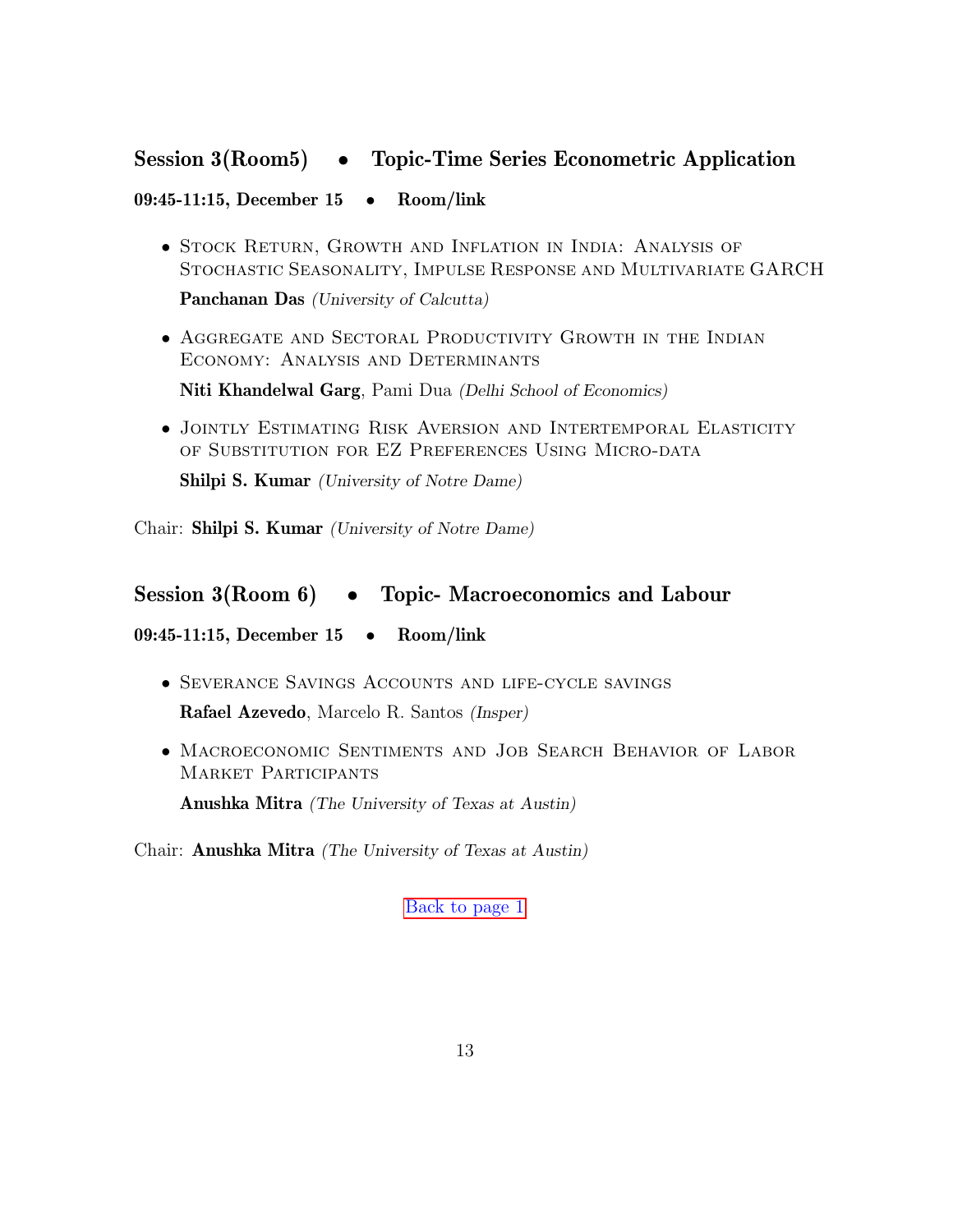## Session 3(Room5) • Topic-Time Series Econometric Application

**09:45-11:15, December 15 • Room/link**

- Stock Return, Growth and Inflation in India: Analysis of Stochastic Seasonality, Impulse Response and Multivariate GARCH

  **Panchanan Das** *(University of Calcutta)*

- Aggregate and Sectoral Productivity Growth in the Indian Economy: Analysis and Determinants

  **Niti Khandelwal Garg**, Pami Dua *(Delhi School of Economics)*

- Jointly Estimating Risk Aversion and Intertemporal Elasticity of Substitution for EZ Preferences Using Micro-data

  **Shilpi S. Kumar** *(University of Notre Dame)*

Chair: **Shilpi S. Kumar** *(University of Notre Dame)*

## Session 3(Room 6) • Topic- Macroeconomics and Labour

**09:45-11:15, December 15 • Room/link**

- Severance Savings Accounts and life-cycle savings

  **Rafael Azevedo**, Marcelo R. Santos *(Insper)*

- Macroeconomic Sentiments and Job Search Behavior of Labor Market Participants

  **Anushka Mitra** *(The University of Texas at Austin)*

Chair: **Anushka Mitra** *(The University of Texas at Austin)*

Back to page 1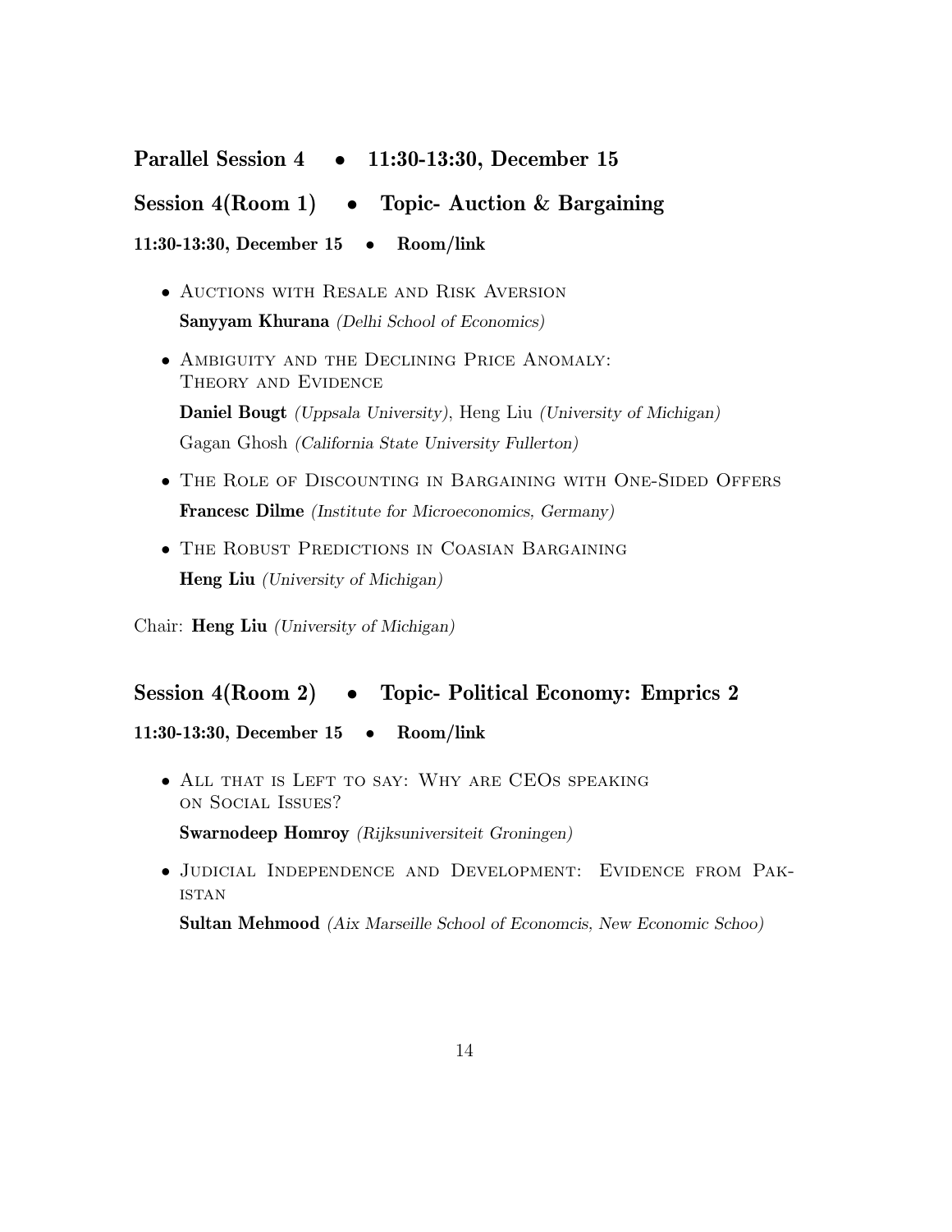## Parallel Session 4 • 11:30-13:30, December 15

## Session 4(Room 1) • Topic- Auction & Bargaining

### 11:30-13:30, December 15 • Room/link

- Auctions with Resale and Risk Aversion
  **Sanyyam Khurana** *(Delhi School of Economics)*

- Ambiguity and the Declining Price Anomaly: Theory and Evidence
  **Daniel Bougt** *(Uppsala University)*, Heng Liu *(University of Michigan)*
  Gagan Ghosh *(California State University Fullerton)*

- The Role of Discounting in Bargaining with One-Sided Offers
  **Francesc Dilme** *(Institute for Microeconomics, Germany)*

- The Robust Predictions in Coasian Bargaining
  **Heng Liu** *(University of Michigan)*

Chair: **Heng Liu** *(University of Michigan)*

## Session 4(Room 2) • Topic- Political Economy: Emprics 2

### 11:30-13:30, December 15 • Room/link

- All that is Left to say: Why are CEOs speaking on Social Issues?
  **Swarnodeep Homroy** *(Rijksuniversiteit Groningen)*

- Judicial Independence and Development: Evidence from Pakistan
  **Sultan Mehmood** *(Aix Marseille School of Economcis, New Economic Schoo)*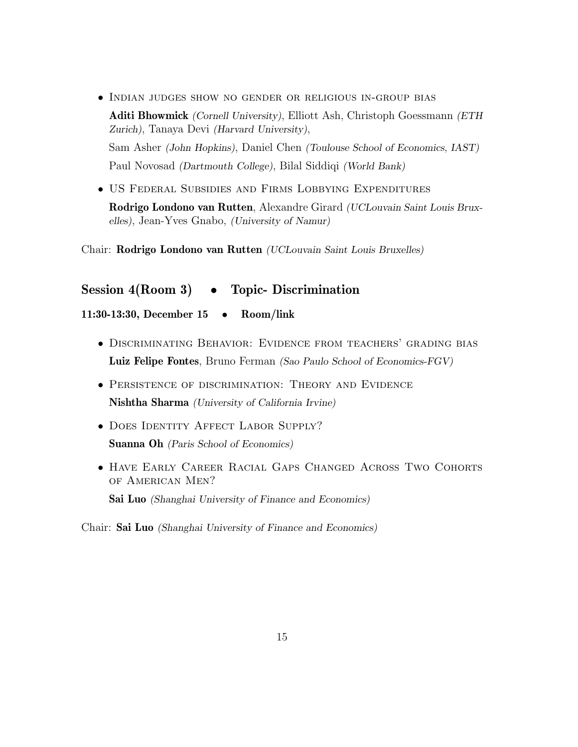- Indian judges show no gender or religious in-group bias

  **Aditi Bhowmick** *(Cornell University)*, Elliott Ash, Christoph Goessmann *(ETH Zurich)*, Tanaya Devi *(Harvard University)*,

  Sam Asher *(John Hopkins)*, Daniel Chen *(Toulouse School of Economics, IAST)*

  Paul Novosad *(Dartmouth College)*, Bilal Siddiqi *(World Bank)*

- US Federal Subsidies and Firms Lobbying Expenditures

  **Rodrigo Londono van Rutten**, Alexandre Girard *(UCLouvain Saint Louis Bruxelles)*, Jean-Yves Gnabo, *(University of Namur)*

Chair: **Rodrigo Londono van Rutten** *(UCLouvain Saint Louis Bruxelles)*

## Session 4(Room 3) • Topic- Discrimination

**11:30-13:30, December 15 • Room/link**

- Discriminating Behavior: Evidence from teachers' grading bias

  **Luiz Felipe Fontes**, Bruno Ferman *(Sao Paulo School of Economics-FGV)*

- Persistence of discrimination: Theory and Evidence

  **Nishtha Sharma** *(University of California Irvine)*

- Does Identity Affect Labor Supply?

  **Suanna Oh** *(Paris School of Economics)*

- Have Early Career Racial Gaps Changed Across Two Cohorts of American Men?

  **Sai Luo** *(Shanghai University of Finance and Economics)*

Chair: **Sai Luo** *(Shanghai University of Finance and Economics)*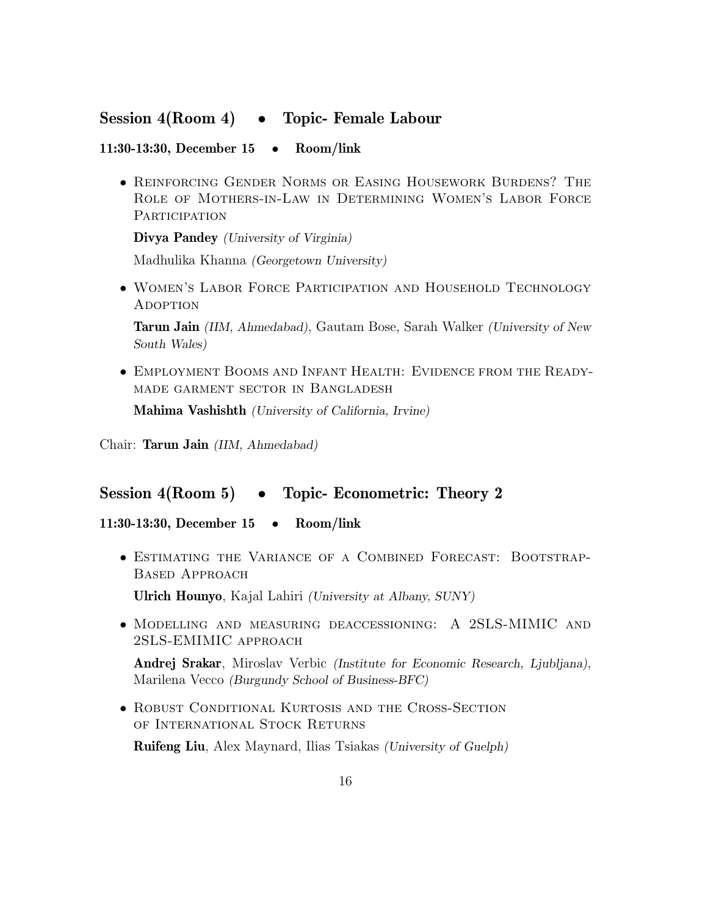## Session 4(Room 4) • Topic- Female Labour

**11:30-13:30, December 15 • Room/link**

- Reinforcing Gender Norms or Easing Housework Burdens? The Role of Mothers-in-Law in Determining Women's Labor Force Participation

  **Divya Pandey** *(University of Virginia)*

  Madhulika Khanna *(Georgetown University)*

- Women's Labor Force Participation and Household Technology Adoption

  **Tarun Jain** *(IIM, Ahmedabad)*, Gautam Bose, Sarah Walker *(University of New South Wales)*

- Employment Booms and Infant Health: Evidence from the Ready-made garment sector in Bangladesh

  **Mahima Vashishth** *(University of California, Irvine)*

Chair: **Tarun Jain** *(IIM, Ahmedabad)*

## Session 4(Room 5) • Topic- Econometric: Theory 2

**11:30-13:30, December 15 • Room/link**

- Estimating the Variance of a Combined Forecast: Bootstrap-Based Approach

  **Ulrich Hounyo**, Kajal Lahiri *(University at Albany, SUNY)*

- Modelling and measuring deaccessioning: A 2SLS-MIMIC and 2SLS-EMIMIC approach

  **Andrej Srakar**, Miroslav Verbic *(Institute for Economic Research, Ljubljana)*, Marilena Vecco *(Burgundy School of Business-BFC)*

- Robust Conditional Kurtosis and the Cross-Section of International Stock Returns

  **Ruifeng Liu**, Alex Maynard, Ilias Tsiakas *(University of Guelph)*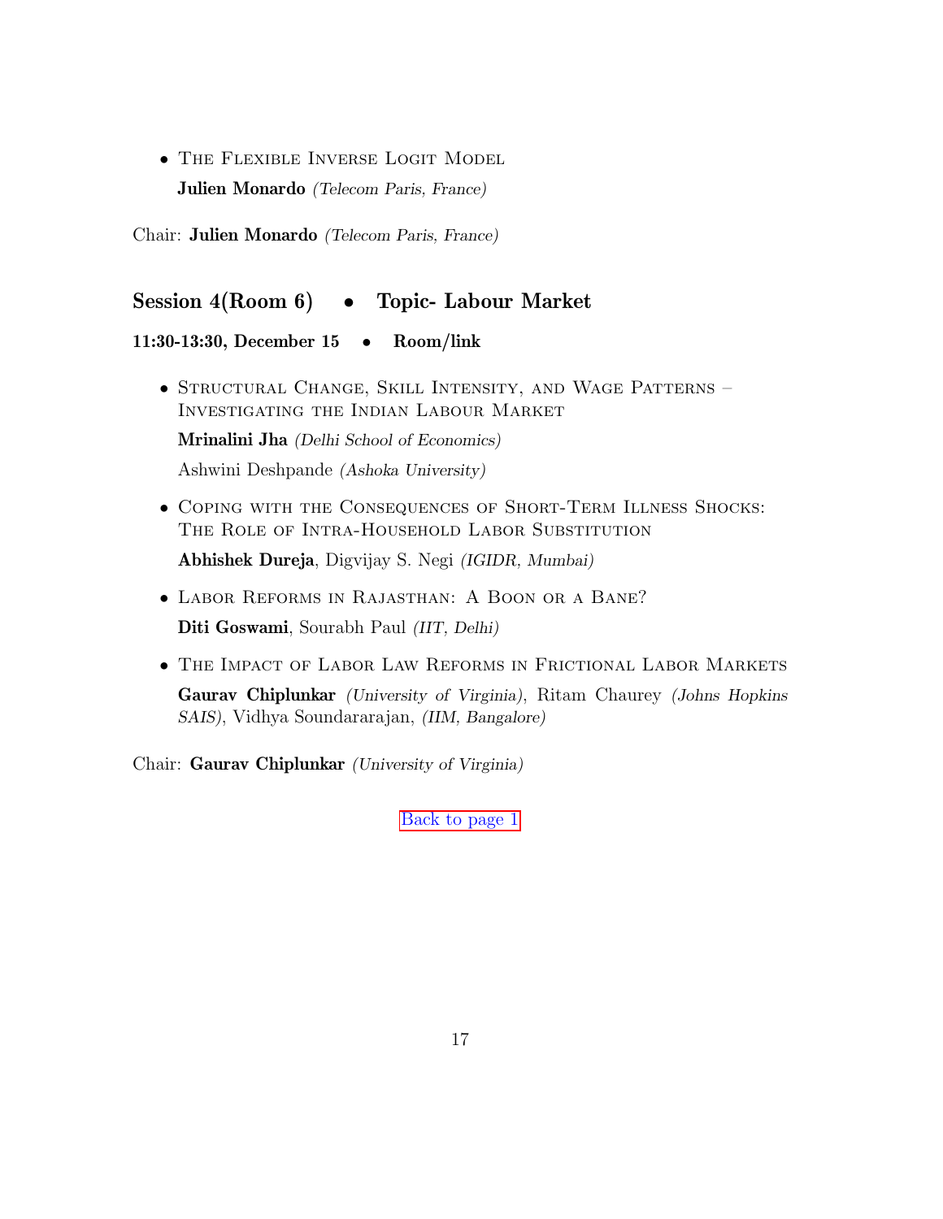- The Flexible Inverse Logit Model

  **Julien Monardo** *(Telecom Paris, France)*

Chair: **Julien Monardo** *(Telecom Paris, France)*

## Session 4(Room 6) • Topic- Labour Market

**11:30-13:30, December 15 • Room/link**

- Structural Change, Skill Intensity, and Wage Patterns – Investigating the Indian Labour Market

  **Mrinalini Jha** *(Delhi School of Economics)*

  Ashwini Deshpande *(Ashoka University)*

- Coping with the Consequences of Short-Term Illness Shocks: The Role of Intra-Household Labor Substitution

  **Abhishek Dureja**, Digvijay S. Negi *(IGIDR, Mumbai)*

- Labor Reforms in Rajasthan: A Boon or a Bane?

  **Diti Goswami**, Sourabh Paul *(IIT, Delhi)*

- The Impact of Labor Law Reforms in Frictional Labor Markets

  **Gaurav Chiplunkar** *(University of Virginia)*, Ritam Chaurey *(Johns Hopkins SAIS)*, Vidhya Soundararajan, *(IIM, Bangalore)*

Chair: **Gaurav Chiplunkar** *(University of Virginia)*

Back to page 1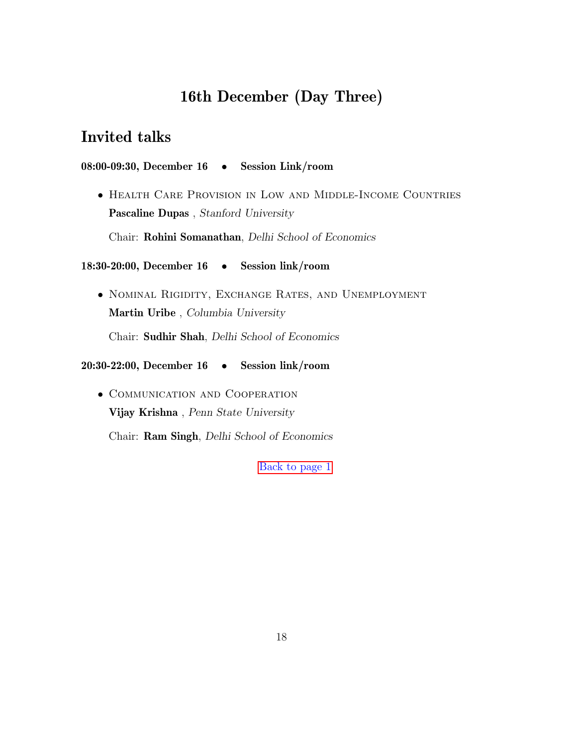# 16th December (Day Three)

## Invited talks

**08:00-09:30, December 16 • Session Link/room**

- Health Care Provision in Low and Middle-Income Countries
  **Pascaline Dupas** , *Stanford University*

  Chair: **Rohini Somanathan**, *Delhi School of Economics*

**18:30-20:00, December 16 • Session link/room**

- Nominal Rigidity, Exchange Rates, and Unemployment
  **Martin Uribe** , *Columbia University*

  Chair: **Sudhir Shah**, *Delhi School of Economics*

**20:30-22:00, December 16 • Session link/room**

- Communication and Cooperation
  **Vijay Krishna** , *Penn State University*

  Chair: **Ram Singh**, *Delhi School of Economics*

Back to page 1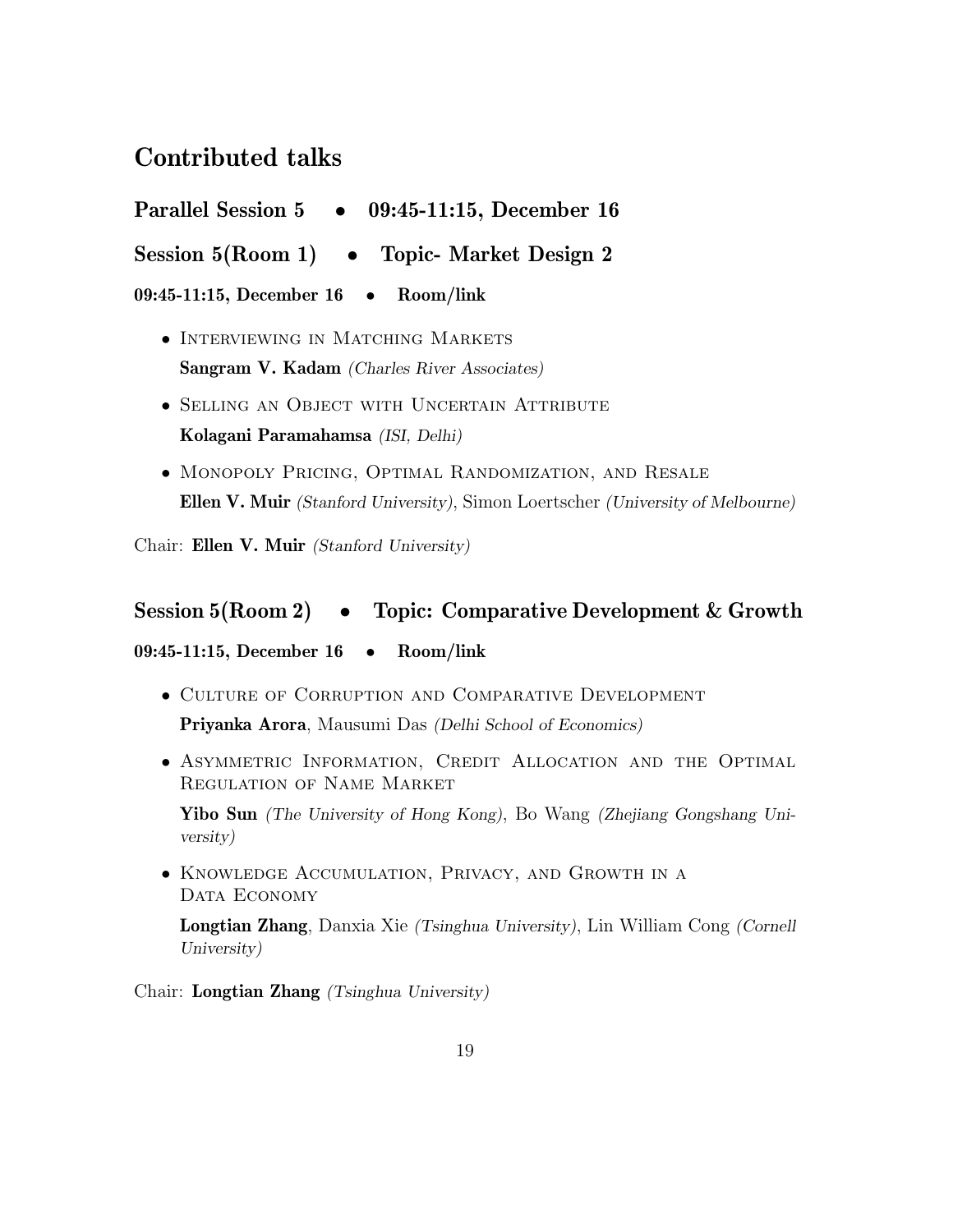## Contributed talks

### Parallel Session 5 • 09:45-11:15, December 16

### Session 5(Room 1) • Topic- Market Design 2

**09:45-11:15, December 16 • Room/link**

- Interviewing in Matching Markets
  **Sangram V. Kadam** *(Charles River Associates)*
- Selling an Object with Uncertain Attribute
  **Kolagani Paramahamsa** *(ISI, Delhi)*
- Monopoly Pricing, Optimal Randomization, and Resale
  **Ellen V. Muir** *(Stanford University)*, Simon Loertscher *(University of Melbourne)*

Chair: **Ellen V. Muir** *(Stanford University)*

### Session 5(Room 2) • Topic: Comparative Development & Growth

**09:45-11:15, December 16 • Room/link**

- Culture of Corruption and Comparative Development
  **Priyanka Arora**, Mausumi Das *(Delhi School of Economics)*
- Asymmetric Information, Credit Allocation and the Optimal Regulation of Name Market
  **Yibo Sun** *(The University of Hong Kong)*, Bo Wang *(Zhejiang Gongshang University)*
- Knowledge Accumulation, Privacy, and Growth in a Data Economy
  **Longtian Zhang**, Danxia Xie *(Tsinghua University)*, Lin William Cong *(Cornell University)*

Chair: **Longtian Zhang** *(Tsinghua University)*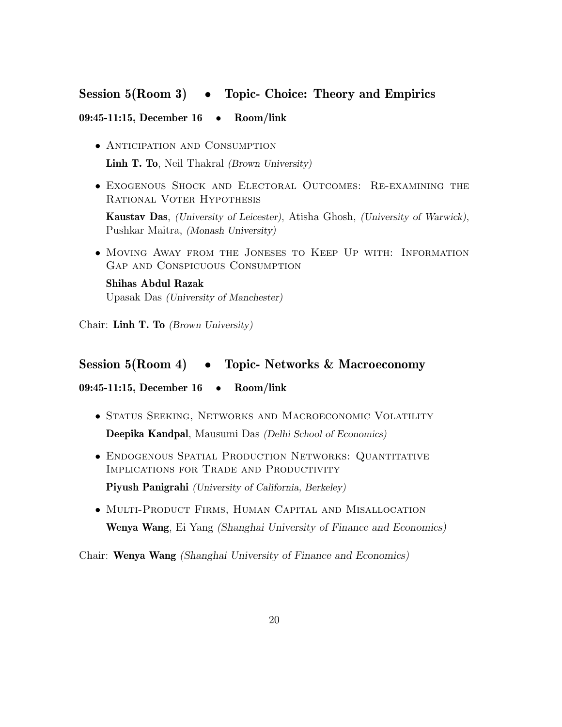## Session 5(Room 3) • Topic- Choice: Theory and Empirics

**09:45-11:15, December 16 • Room/link**

- Anticipation and Consumption

  **Linh T. To**, Neil Thakral *(Brown University)*

- Exogenous Shock and Electoral Outcomes: Re-examining the Rational Voter Hypothesis

  **Kaustav Das**, *(University of Leicester)*, Atisha Ghosh, *(University of Warwick)*, Pushkar Maitra, *(Monash University)*

- Moving Away from the Joneses to Keep Up with: Information Gap and Conspicuous Consumption

  **Shihas Abdul Razak**
  Upasak Das *(University of Manchester)*

Chair: **Linh T. To** *(Brown University)*

## Session 5(Room 4) • Topic- Networks & Macroeconomy

**09:45-11:15, December 16 • Room/link**

- Status Seeking, Networks and Macroeconomic Volatility

  **Deepika Kandpal**, Mausumi Das *(Delhi School of Economics)*

- Endogenous Spatial Production Networks: Quantitative Implications for Trade and Productivity

  **Piyush Panigrahi** *(University of California, Berkeley)*

- Multi-Product Firms, Human Capital and Misallocation

  **Wenya Wang**, Ei Yang *(Shanghai University of Finance and Economics)*

Chair: **Wenya Wang** *(Shanghai University of Finance and Economics)*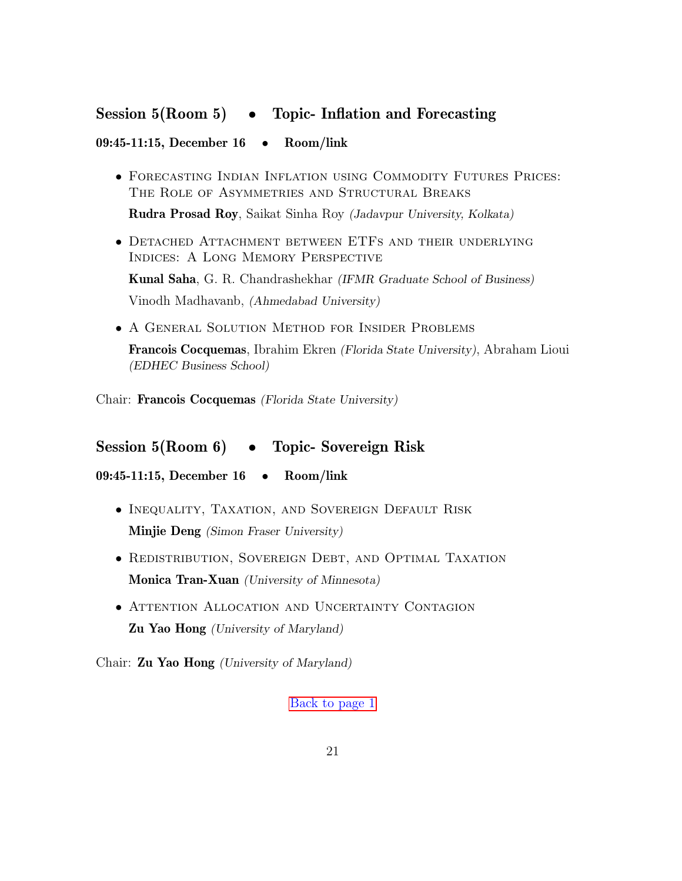## Session 5(Room 5) • Topic- Inflation and Forecasting

**09:45-11:15, December 16 • Room/link**

- Forecasting Indian Inflation using Commodity Futures Prices: The Role of Asymmetries and Structural Breaks

  **Rudra Prosad Roy**, Saikat Sinha Roy *(Jadavpur University, Kolkata)*

- Detached Attachment between ETFs and their underlying Indices: A Long Memory Perspective

  **Kunal Saha**, G. R. Chandrashekhar *(IFMR Graduate School of Business)*

  Vinodh Madhavanb, *(Ahmedabad University)*

- A General Solution Method for Insider Problems

  **Francois Cocquemas**, Ibrahim Ekren *(Florida State University)*, Abraham Lioui *(EDHEC Business School)*

Chair: **Francois Cocquemas** *(Florida State University)*

## Session 5(Room 6) • Topic- Sovereign Risk

**09:45-11:15, December 16 • Room/link**

- Inequality, Taxation, and Sovereign Default Risk

  **Minjie Deng** *(Simon Fraser University)*

- Redistribution, Sovereign Debt, and Optimal Taxation

  **Monica Tran-Xuan** *(University of Minnesota)*

- Attention Allocation and Uncertainty Contagion

  **Zu Yao Hong** *(University of Maryland)*

Chair: **Zu Yao Hong** *(University of Maryland)*

Back to page 1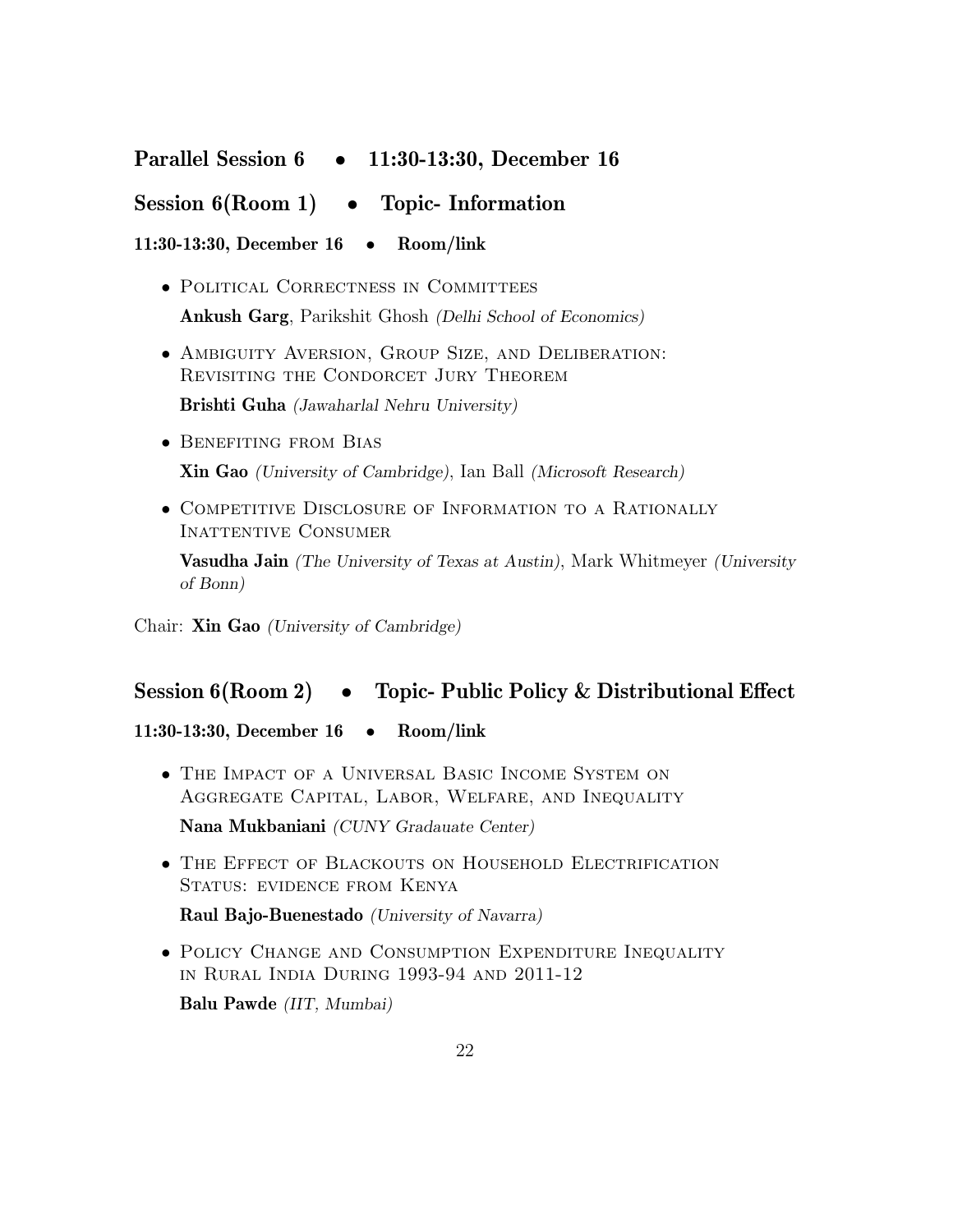## Parallel Session 6 • 11:30-13:30, December 16

## Session 6(Room 1) • Topic- Information

### 11:30-13:30, December 16 • Room/link

- Political Correctness in Committees

  **Ankush Garg**, Parikshit Ghosh *(Delhi School of Economics)*

- Ambiguity Aversion, Group Size, and Deliberation: Revisiting the Condorcet Jury Theorem

  **Brishti Guha** *(Jawaharlal Nehru University)*

- Benefiting from Bias

  **Xin Gao** *(University of Cambridge)*, Ian Ball *(Microsoft Research)*

- Competitive Disclosure of Information to a Rationally Inattentive Consumer

  **Vasudha Jain** *(The University of Texas at Austin)*, Mark Whitmeyer *(University of Bonn)*

Chair: **Xin Gao** *(University of Cambridge)*

## Session 6(Room 2) • Topic- Public Policy & Distributional Effect

### 11:30-13:30, December 16 • Room/link

- The Impact of a Universal Basic Income System on Aggregate Capital, Labor, Welfare, and Inequality

  **Nana Mukbaniani** *(CUNY Gradauate Center)*

- The Effect of Blackouts on Household Electrification Status: evidence from Kenya

  **Raul Bajo-Buenestado** *(University of Navarra)*

- Policy Change and Consumption Expenditure Inequality in Rural India During 1993-94 and 2011-12

  **Balu Pawde** *(IIT, Mumbai)*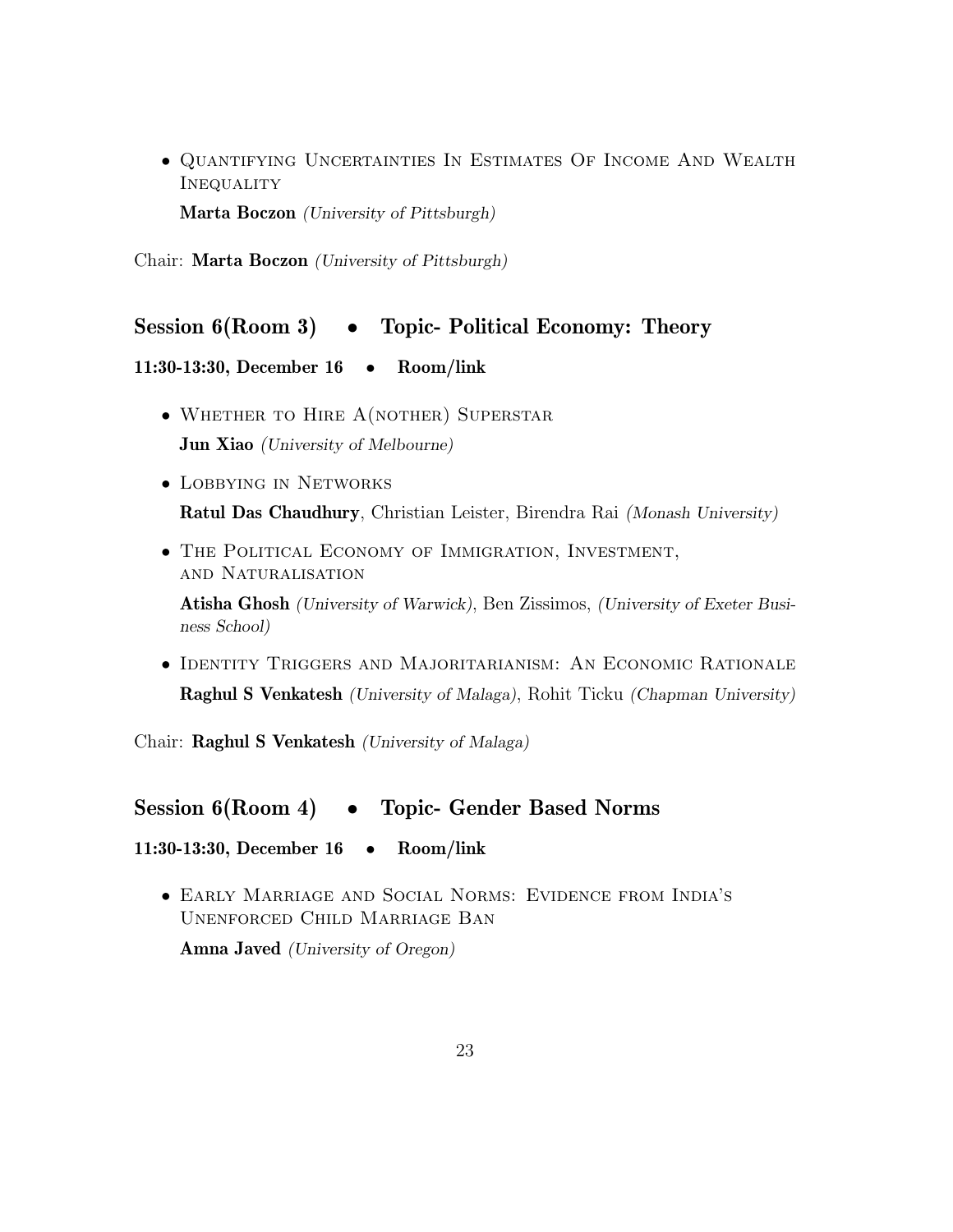- Quantifying Uncertainties In Estimates Of Income And Wealth Inequality

  **Marta Boczon** *(University of Pittsburgh)*

Chair: **Marta Boczon** *(University of Pittsburgh)*

## Session 6(Room 3) • Topic- Political Economy: Theory

**11:30-13:30, December 16 • Room/link**

- Whether to Hire A(nother) Superstar

  **Jun Xiao** *(University of Melbourne)*

- Lobbying in Networks

  **Ratul Das Chaudhury**, Christian Leister, Birendra Rai *(Monash University)*

- The Political Economy of Immigration, Investment, and Naturalisation

  **Atisha Ghosh** *(University of Warwick)*, Ben Zissimos, *(University of Exeter Business School)*

- Identity Triggers and Majoritarianism: An Economic Rationale

  **Raghul S Venkatesh** *(University of Malaga)*, Rohit Ticku *(Chapman University)*

Chair: **Raghul S Venkatesh** *(University of Malaga)*

## Session 6(Room 4) • Topic- Gender Based Norms

**11:30-13:30, December 16 • Room/link**

- Early Marriage and Social Norms: Evidence from India's Unenforced Child Marriage Ban

  **Amna Javed** *(University of Oregon)*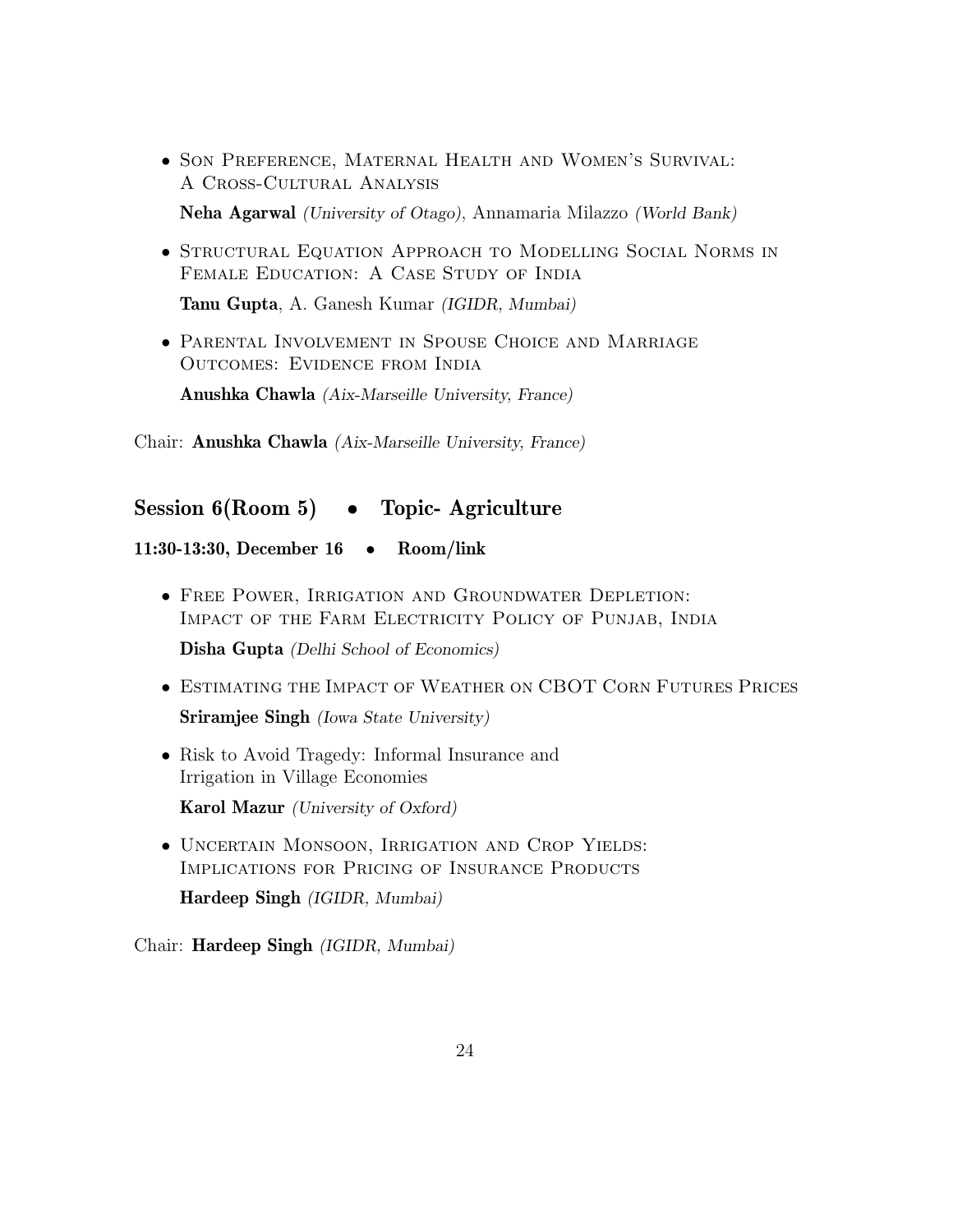- Son Preference, Maternal Health and Women's Survival: A Cross-Cultural Analysis

  **Neha Agarwal** *(University of Otago)*, Annamaria Milazzo *(World Bank)*

- Structural Equation Approach to Modelling Social Norms in Female Education: A Case Study of India

  **Tanu Gupta**, A. Ganesh Kumar *(IGIDR, Mumbai)*

- Parental Involvement in Spouse Choice and Marriage Outcomes: Evidence from India

  **Anushka Chawla** *(Aix-Marseille University, France)*

Chair: **Anushka Chawla** *(Aix-Marseille University, France)*

## Session 6(Room 5) • Topic- Agriculture

**11:30-13:30, December 16 • Room/link**

- Free Power, Irrigation and Groundwater Depletion: Impact of the Farm Electricity Policy of Punjab, India

  **Disha Gupta** *(Delhi School of Economics)*

- Estimating the Impact of Weather on CBOT Corn Futures Prices

  **Sriramjee Singh** *(Iowa State University)*

- Risk to Avoid Tragedy: Informal Insurance and Irrigation in Village Economies

  **Karol Mazur** *(University of Oxford)*

- Uncertain Monsoon, Irrigation and Crop Yields: Implications for Pricing of Insurance Products

  **Hardeep Singh** *(IGIDR, Mumbai)*

Chair: **Hardeep Singh** *(IGIDR, Mumbai)*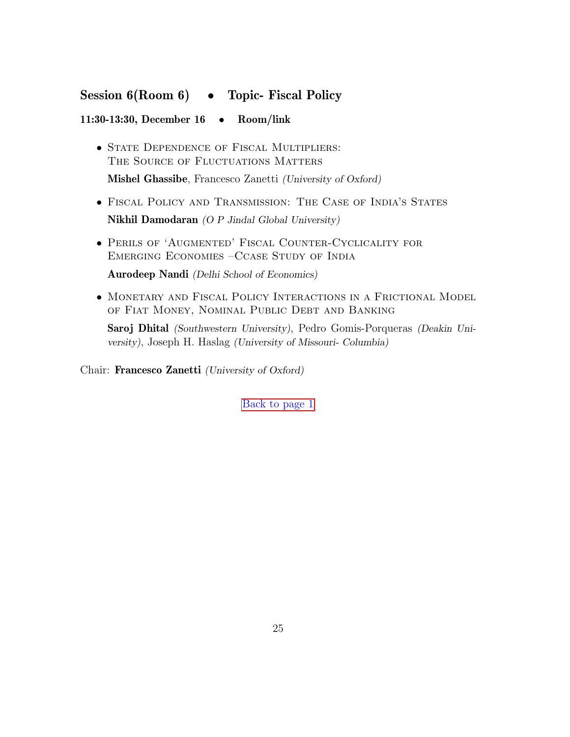## Session 6(Room 6) • Topic- Fiscal Policy

**11:30-13:30, December 16 • Room/link**

- State Dependence of Fiscal Multipliers: The Source of Fluctuations Matters

  **Mishel Ghassibe**, Francesco Zanetti *(University of Oxford)*

- Fiscal Policy and Transmission: The Case of India's States

  **Nikhil Damodaran** *(O P Jindal Global University)*

- Perils of 'Augmented' Fiscal Counter-Cyclicality for Emerging Economies –Ccase Study of India

  **Aurodeep Nandi** *(Delhi School of Economics)*

- Monetary and Fiscal Policy Interactions in a Frictional Model of Fiat Money, Nominal Public Debt and Banking

  **Saroj Dhital** *(Southwestern University)*, Pedro Gomis-Porqueras *(Deakin University)*, Joseph H. Haslag *(University of Missouri- Columbia)*

Chair: **Francesco Zanetti** *(University of Oxford)*

Back to page 1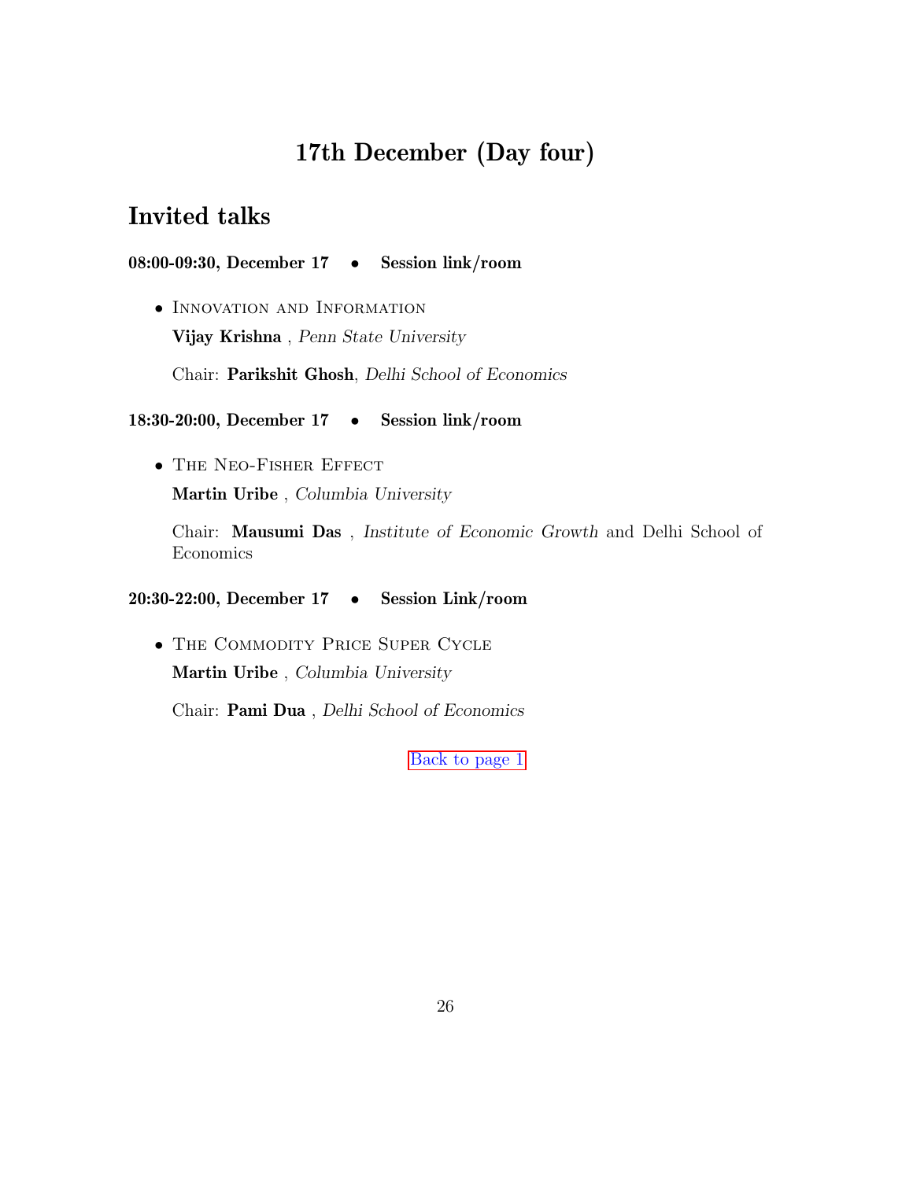# 17th December (Day four)

## Invited talks

**08:00-09:30, December 17 • Session link/room**

- INNOVATION AND INFORMATION

  **Vijay Krishna** , *Penn State University*

  Chair: **Parikshit Ghosh**, *Delhi School of Economics*

**18:30-20:00, December 17 • Session link/room**

- THE NEO-FISHER EFFECT

  **Martin Uribe** , *Columbia University*

  Chair: **Mausumi Das** , *Institute of Economic Growth* and Delhi School of Economics

**20:30-22:00, December 17 • Session Link/room**

- THE COMMODITY PRICE SUPER CYCLE

  **Martin Uribe** , *Columbia University*

  Chair: **Pami Dua** , *Delhi School of Economics*

Back to page 1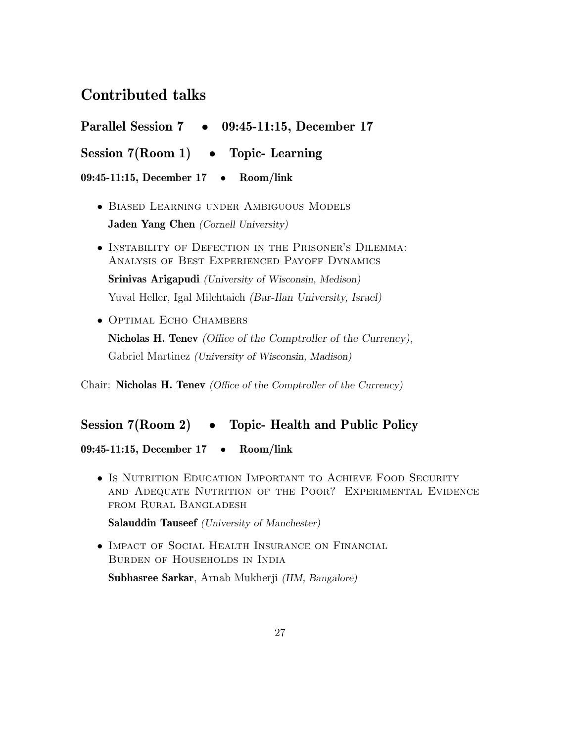## Contributed talks

### Parallel Session 7 • 09:45-11:15, December 17

### Session 7(Room 1) • Topic- Learning

**09:45-11:15, December 17 • Room/link**

- Biased Learning under Ambiguous Models
  **Jaden Yang Chen** *(Cornell University)*
- Instability of Defection in the Prisoner's Dilemma: Analysis of Best Experienced Payoff Dynamics
  **Srinivas Arigapudi** *(University of Wisconsin, Medison)*
  Yuval Heller, Igal Milchtaich *(Bar-Ilan University, Israel)*
- Optimal Echo Chambers
  **Nicholas H. Tenev** *(Office of the Comptroller of the Currency)*,
  Gabriel Martinez *(University of Wisconsin, Madison)*

Chair: **Nicholas H. Tenev** *(Office of the Comptroller of the Currency)*

### Session 7(Room 2) • Topic- Health and Public Policy

**09:45-11:15, December 17 • Room/link**

- Is Nutrition Education Important to Achieve Food Security and Adequate Nutrition of the Poor? Experimental Evidence from Rural Bangladesh
  **Salauddin Tauseef** *(University of Manchester)*
- Impact of Social Health Insurance on Financial Burden of Households in India
  **Subhasree Sarkar**, Arnab Mukherji *(IIM, Bangalore)*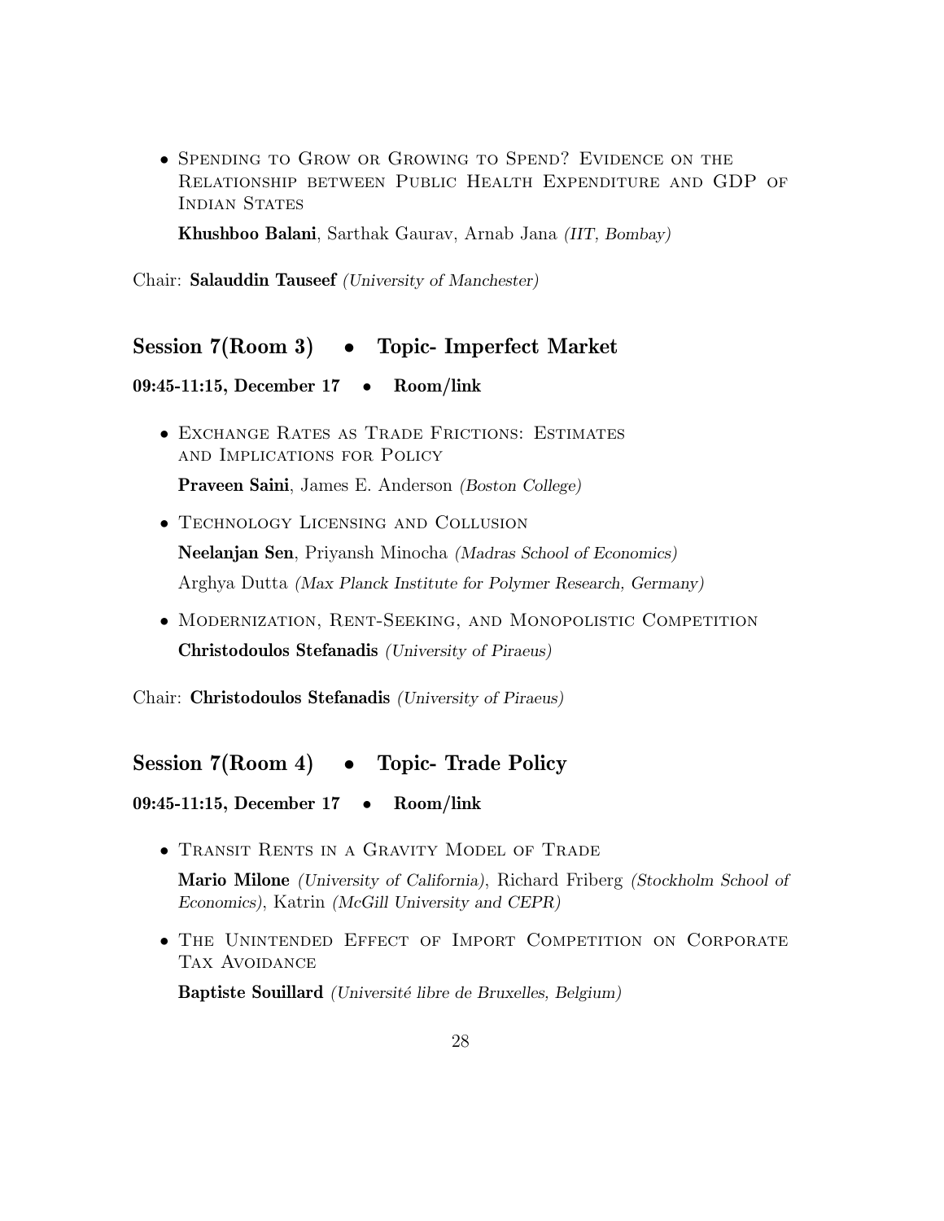- Spending to Grow or Growing to Spend? Evidence on the Relationship between Public Health Expenditure and GDP of Indian States

  **Khushboo Balani**, Sarthak Gaurav, Arnab Jana *(IIT, Bombay)*

Chair: **Salauddin Tauseef** *(University of Manchester)*

## Session 7(Room 3) • Topic- Imperfect Market

**09:45-11:15, December 17 • Room/link**

- Exchange Rates as Trade Frictions: Estimates and Implications for Policy

  **Praveen Saini**, James E. Anderson *(Boston College)*

- Technology Licensing and Collusion

  **Neelanjan Sen**, Priyansh Minocha *(Madras School of Economics)*

  Arghya Dutta *(Max Planck Institute for Polymer Research, Germany)*

- Modernization, Rent-Seeking, and Monopolistic Competition

  **Christodoulos Stefanadis** *(University of Piraeus)*

Chair: **Christodoulos Stefanadis** *(University of Piraeus)*

## Session 7(Room 4) • Topic- Trade Policy

**09:45-11:15, December 17 • Room/link**

- Transit Rents in a Gravity Model of Trade

  **Mario Milone** *(University of California)*, Richard Friberg *(Stockholm School of Economics)*, Katrin *(McGill University and CEPR)*

- The Unintended Effect of Import Competition on Corporate Tax Avoidance

  **Baptiste Souillard** *(Université libre de Bruxelles, Belgium)*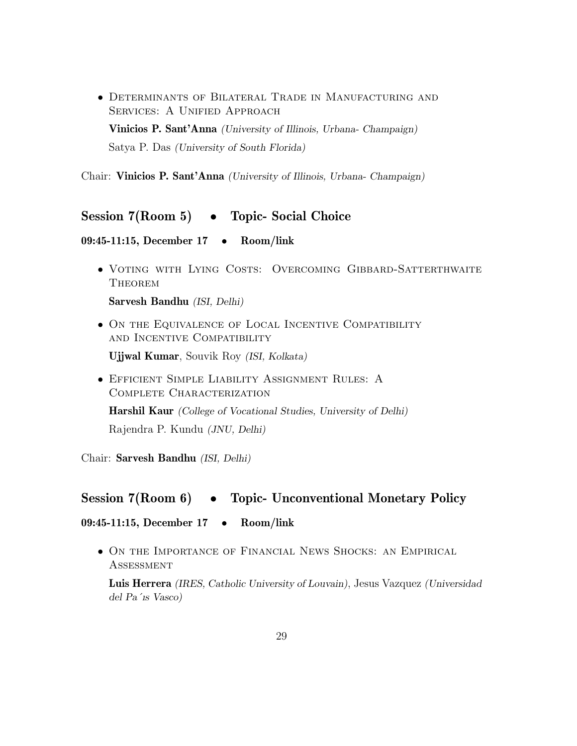- Determinants of Bilateral Trade in Manufacturing and Services: A Unified Approach

  **Vinicios P. Sant'Anna** *(University of Illinois, Urbana- Champaign)*

  Satya P. Das *(University of South Florida)*

Chair: **Vinicios P. Sant'Anna** *(University of Illinois, Urbana- Champaign)*

## Session 7(Room 5) • Topic- Social Choice

**09:45-11:15, December 17 • Room/link**

- Voting with Lying Costs: Overcoming Gibbard-Satterthwaite Theorem

  **Sarvesh Bandhu** *(ISI, Delhi)*

- On the Equivalence of Local Incentive Compatibility and Incentive Compatibility

  **Ujjwal Kumar**, Souvik Roy *(ISI, Kolkata)*

- Efficient Simple Liability Assignment Rules: A Complete Characterization

  **Harshil Kaur** *(College of Vocational Studies, University of Delhi)*

  Rajendra P. Kundu *(JNU, Delhi)*

Chair: **Sarvesh Bandhu** *(ISI, Delhi)*

## Session 7(Room 6) • Topic- Unconventional Monetary Policy

**09:45-11:15, December 17 • Room/link**

- On the Importance of Financial News Shocks: an Empirical Assessment

  **Luis Herrera** *(IRES, Catholic University of Louvain)*, Jesus Vazquez *(Universidad del País Vasco)*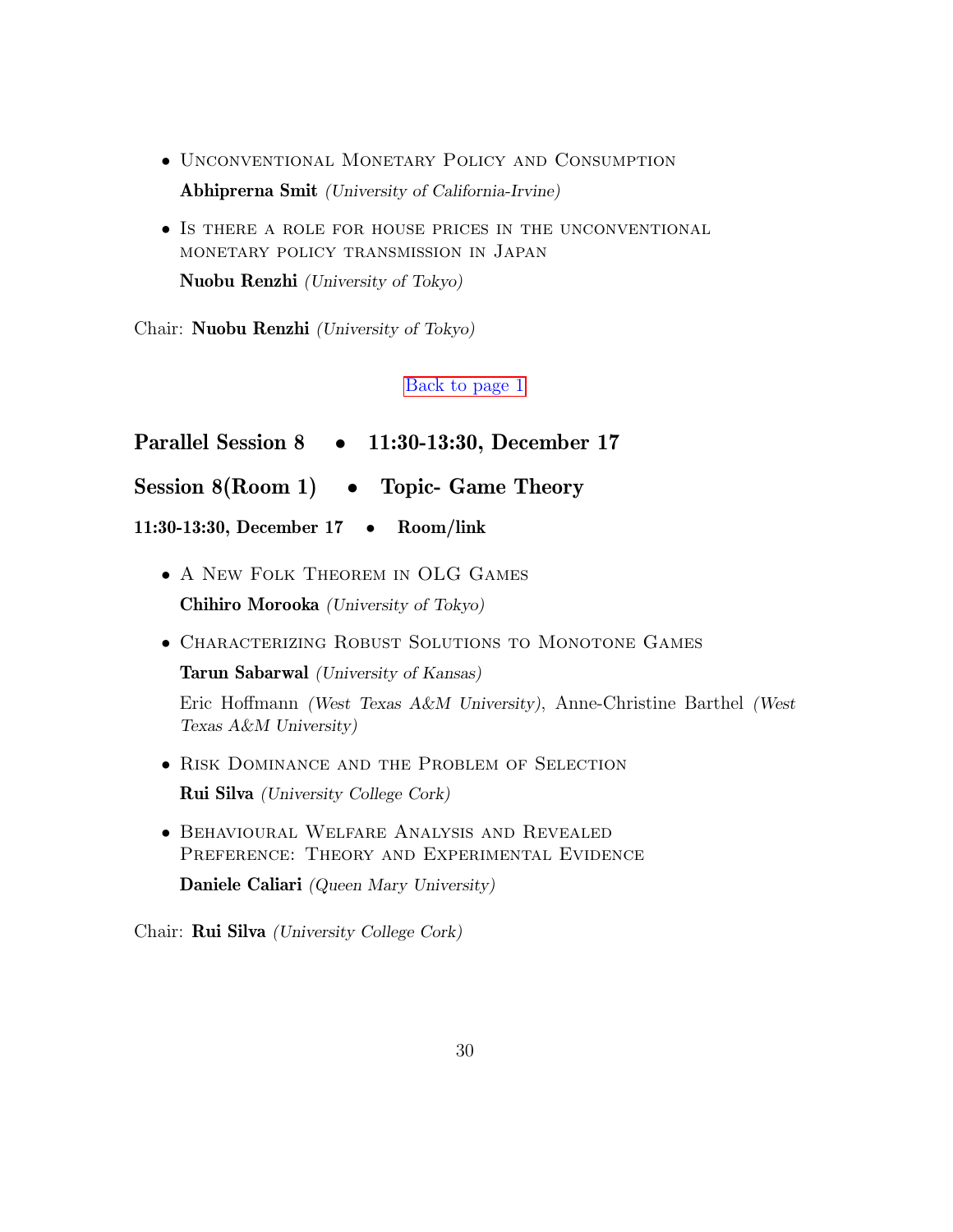- Unconventional Monetary Policy and Consumption
  **Abhiprerna Smit** *(University of California-Irvine)*

- Is there a role for house prices in the unconventional monetary policy transmission in Japan
  **Nuobu Renzhi** *(University of Tokyo)*

Chair: **Nuobu Renzhi** *(University of Tokyo)*

Back to page 1

## Parallel Session 8 • 11:30-13:30, December 17

## Session 8(Room 1) • Topic- Game Theory

### 11:30-13:30, December 17 • Room/link

- A New Folk Theorem in OLG Games
  **Chihiro Morooka** *(University of Tokyo)*

- Characterizing Robust Solutions to Monotone Games
  **Tarun Sabarwal** *(University of Kansas)*

  Eric Hoffmann *(West Texas A&M University)*, Anne-Christine Barthel *(West Texas A&M University)*

- Risk Dominance and the Problem of Selection
  **Rui Silva** *(University College Cork)*

- Behavioural Welfare Analysis and Revealed Preference: Theory and Experimental Evidence
  **Daniele Caliari** *(Queen Mary University)*

Chair: **Rui Silva** *(University College Cork)*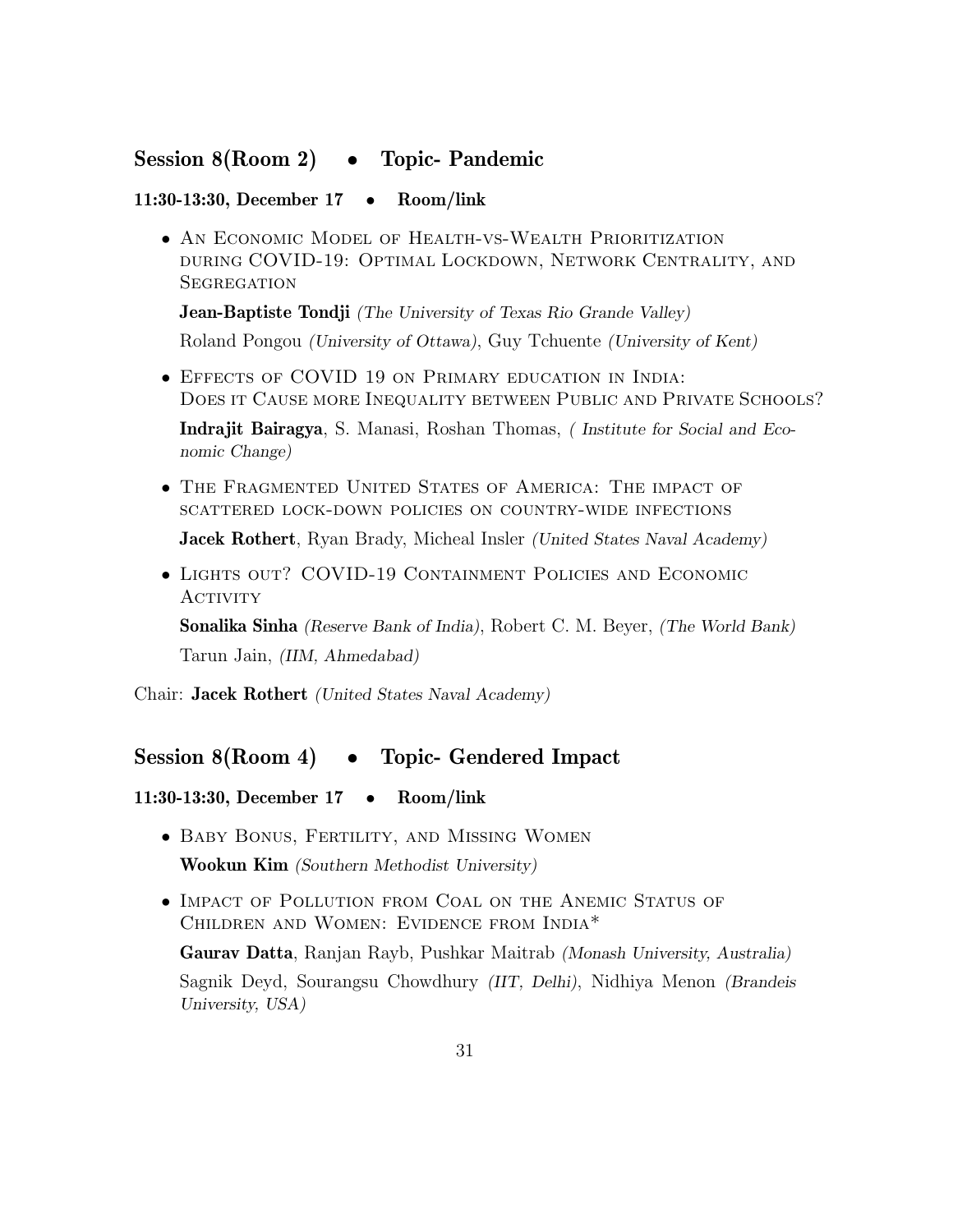## Session 8(Room 2) • Topic- Pandemic

**11:30-13:30, December 17 • Room/link**

- An Economic Model of Health-vs-Wealth Prioritization during COVID-19: Optimal Lockdown, Network Centrality, and Segregation

  **Jean-Baptiste Tondji** *(The University of Texas Rio Grande Valley)*

  Roland Pongou *(University of Ottawa)*, Guy Tchuente *(University of Kent)*

- Effects of COVID 19 on Primary education in India: Does it Cause more Inequality between Public and Private Schools?

  **Indrajit Bairagya**, S. Manasi, Roshan Thomas, *( Institute for Social and Economic Change)*

- The Fragmented United States of America: The impact of scattered lock-down policies on country-wide infections

  **Jacek Rothert**, Ryan Brady, Micheal Insler *(United States Naval Academy)*

- Lights out? COVID-19 Containment Policies and Economic Activity

  **Sonalika Sinha** *(Reserve Bank of India)*, Robert C. M. Beyer, *(The World Bank)*

  Tarun Jain, *(IIM, Ahmedabad)*

Chair: **Jacek Rothert** *(United States Naval Academy)*

## Session 8(Room 4) • Topic- Gendered Impact

**11:30-13:30, December 17 • Room/link**

- Baby Bonus, Fertility, and Missing Women

  **Wookun Kim** *(Southern Methodist University)*

- Impact of Pollution from Coal on the Anemic Status of Children and Women: Evidence from India*

  **Gaurav Datta**, Ranjan Rayb, Pushkar Maitrab *(Monash University, Australia)*

  Sagnik Deyd, Sourangsu Chowdhury *(IIT, Delhi)*, Nidhiya Menon *(Brandeis University, USA)*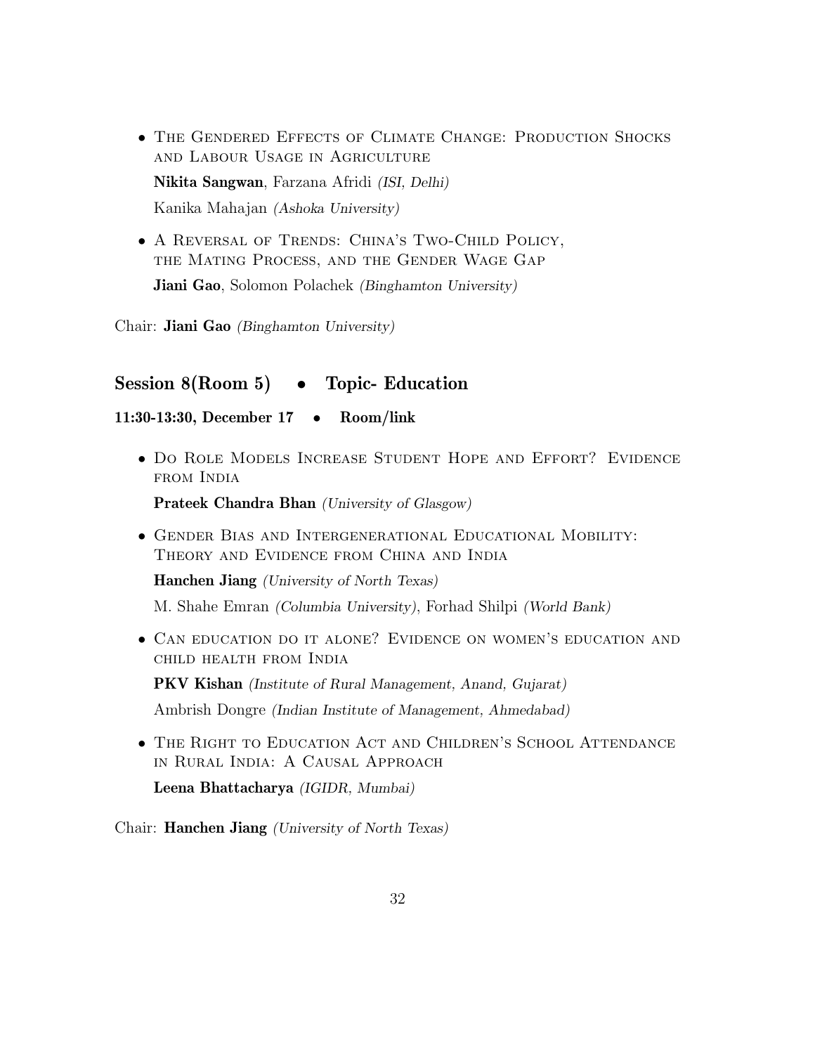- The Gendered Effects of Climate Change: Production Shocks and Labour Usage in Agriculture

  **Nikita Sangwan**, Farzana Afridi *(ISI, Delhi)*

  Kanika Mahajan *(Ashoka University)*

- A Reversal of Trends: China's Two-Child Policy, the Mating Process, and the Gender Wage Gap

  **Jiani Gao**, Solomon Polachek *(Binghamton University)*

Chair: **Jiani Gao** *(Binghamton University)*

## Session 8(Room 5) • Topic- Education

**11:30-13:30, December 17 • Room/link**

- Do Role Models Increase Student Hope and Effort? Evidence from India

  **Prateek Chandra Bhan** *(University of Glasgow)*

- Gender Bias and Intergenerational Educational Mobility: Theory and Evidence from China and India

  **Hanchen Jiang** *(University of North Texas)*

  M. Shahe Emran *(Columbia University)*, Forhad Shilpi *(World Bank)*

- Can education do it alone? Evidence on women's education and child health from India

  **PKV Kishan** *(Institute of Rural Management, Anand, Gujarat)*

  Ambrish Dongre *(Indian Institute of Management, Ahmedabad)*

- The Right to Education Act and Children's School Attendance in Rural India: A Causal Approach

  **Leena Bhattacharya** *(IGIDR, Mumbai)*

Chair: **Hanchen Jiang** *(University of North Texas)*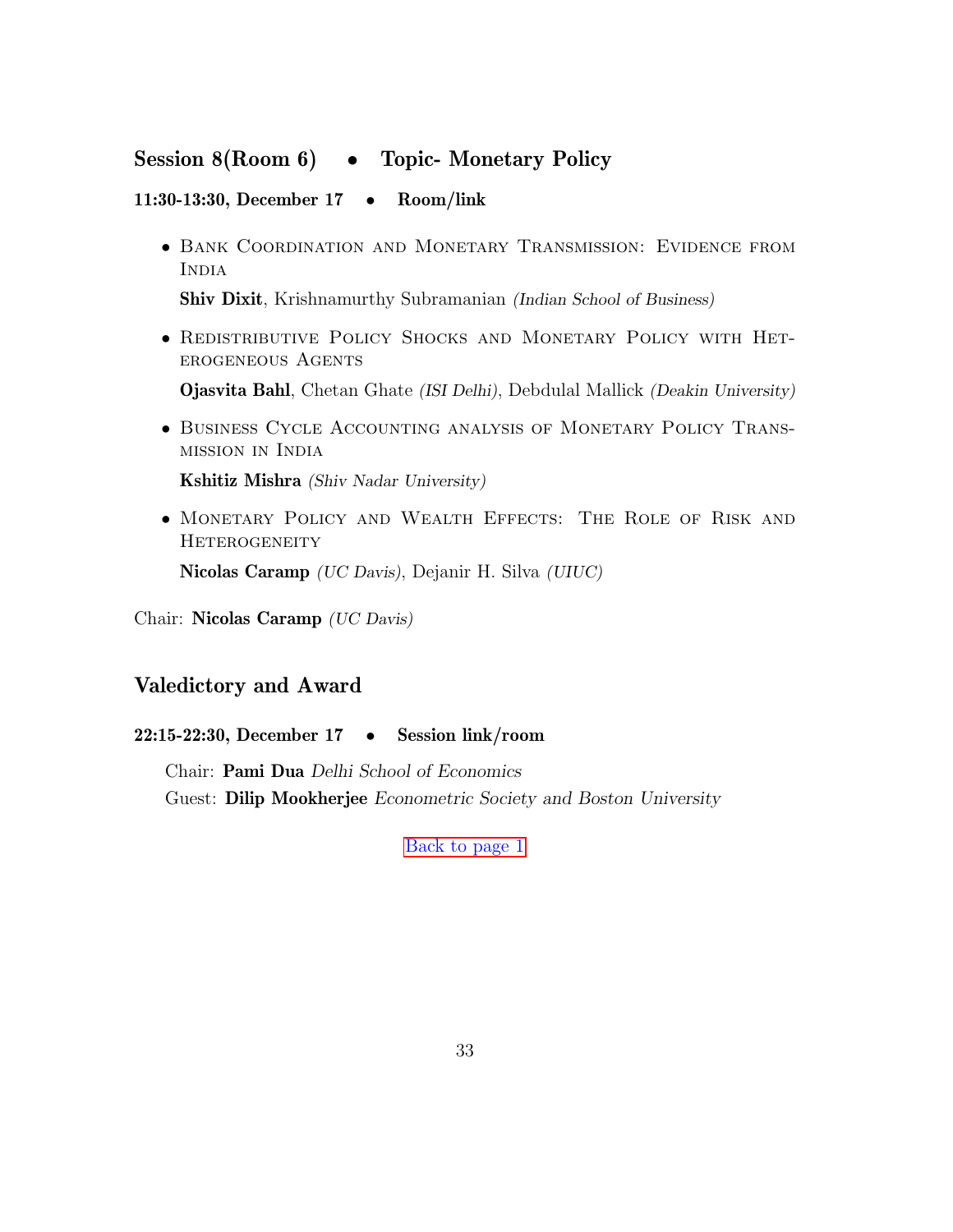## Session 8(Room 6) • Topic- Monetary Policy

**11:30-13:30, December 17 • Room/link**

- Bank Coordination and Monetary Transmission: Evidence from India

  **Shiv Dixit**, Krishnamurthy Subramanian *(Indian School of Business)*

- Redistributive Policy Shocks and Monetary Policy with Heterogeneous Agents

  **Ojasvita Bahl**, Chetan Ghate *(ISI Delhi)*, Debdulal Mallick *(Deakin University)*

- Business Cycle Accounting analysis of Monetary Policy Transmission in India

  **Kshitiz Mishra** *(Shiv Nadar University)*

- Monetary Policy and Wealth Effects: The Role of Risk and Heterogeneity

  **Nicolas Caramp** *(UC Davis)*, Dejanir H. Silva *(UIUC)*

Chair: **Nicolas Caramp** *(UC Davis)*

## Valedictory and Award

**22:15-22:30, December 17 • Session link/room**

Chair: **Pami Dua** *Delhi School of Economics*
Guest: **Dilip Mookherjee** *Econometric Society and Boston University*

Back to page 1